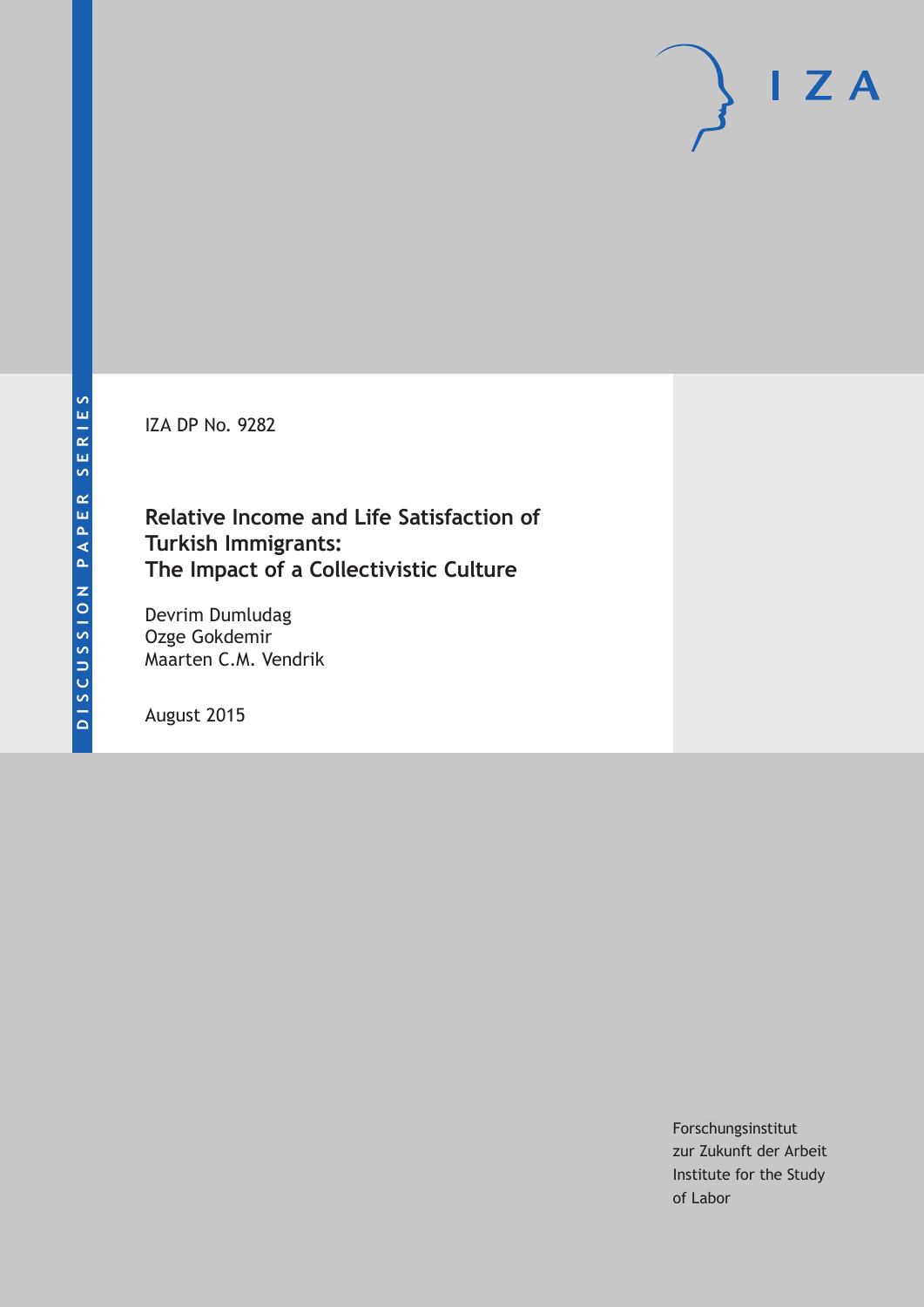DISCUSSION PAPER SERIES

IZA

IZA DP No. 9282

# Relative Income and Life Satisfaction of Turkish Immigrants: The Impact of a Collectivistic Culture

Devrim Dumludag
Ozge Gokdemir
Maarten C.M. Vendrik

August 2015

Forschungsinstitut
zur Zukunft der Arbeit
Institute for the Study
of Labor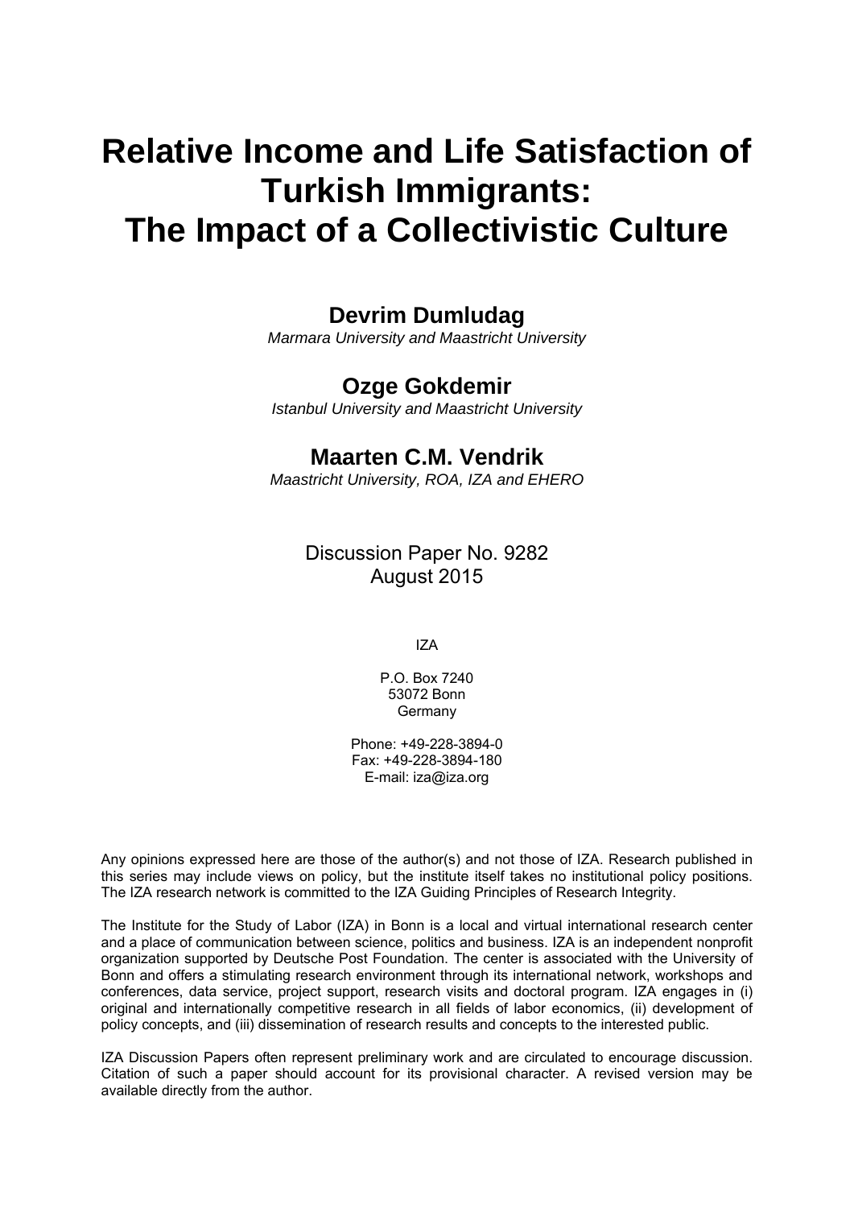# Relative Income and Life Satisfaction of Turkish Immigrants: The Impact of a Collectivistic Culture

**Devrim Dumludag**

*Marmara University and Maastricht University*

**Ozge Gokdemir**

*Istanbul University and Maastricht University*

**Maarten C.M. Vendrik**

*Maastricht University, ROA, IZA and EHERO*

Discussion Paper No. 9282
August 2015

IZA

P.O. Box 7240
53072 Bonn
Germany

Phone: +49-228-3894-0
Fax: +49-228-3894-180
E-mail: iza@iza.org

Any opinions expressed here are those of the author(s) and not those of IZA. Research published in this series may include views on policy, but the institute itself takes no institutional policy positions. The IZA research network is committed to the IZA Guiding Principles of Research Integrity.

The Institute for the Study of Labor (IZA) in Bonn is a local and virtual international research center and a place of communication between science, politics and business. IZA is an independent nonprofit organization supported by Deutsche Post Foundation. The center is associated with the University of Bonn and offers a stimulating research environment through its international network, workshops and conferences, data service, project support, research visits and doctoral program. IZA engages in (i) original and internationally competitive research in all fields of labor economics, (ii) development of policy concepts, and (iii) dissemination of research results and concepts to the interested public.

IZA Discussion Papers often represent preliminary work and are circulated to encourage discussion. Citation of such a paper should account for its provisional character. A revised version may be available directly from the author.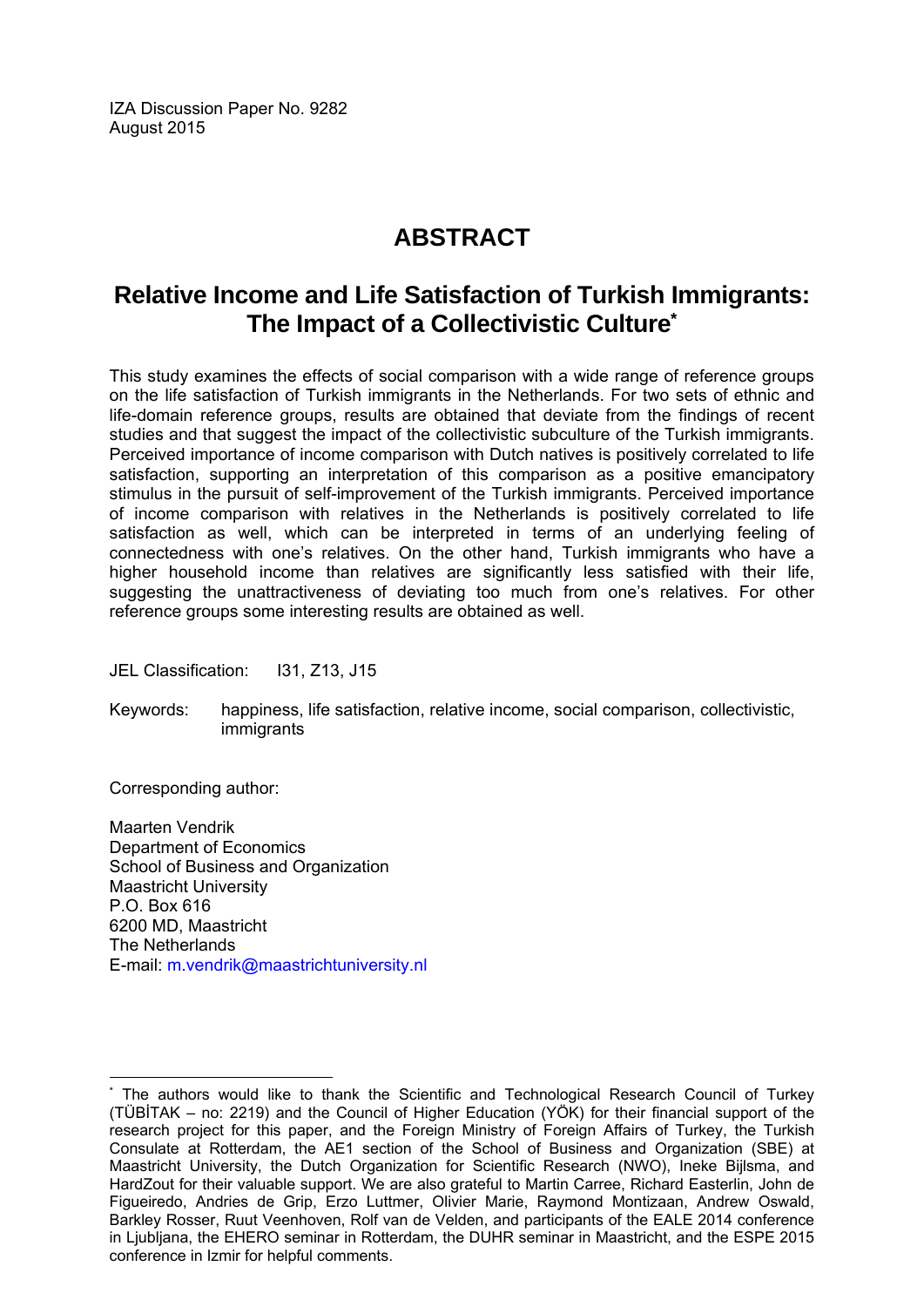IZA Discussion Paper No. 9282
August 2015

# ABSTRACT

## Relative Income and Life Satisfaction of Turkish Immigrants: The Impact of a Collectivistic Culture*

This study examines the effects of social comparison with a wide range of reference groups on the life satisfaction of Turkish immigrants in the Netherlands. For two sets of ethnic and life-domain reference groups, results are obtained that deviate from the findings of recent studies and that suggest the impact of the collectivistic subculture of the Turkish immigrants. Perceived importance of income comparison with Dutch natives is positively correlated to life satisfaction, supporting an interpretation of this comparison as a positive emancipatory stimulus in the pursuit of self-improvement of the Turkish immigrants. Perceived importance of income comparison with relatives in the Netherlands is positively correlated to life satisfaction as well, which can be interpreted in terms of an underlying feeling of connectedness with one's relatives. On the other hand, Turkish immigrants who have a higher household income than relatives are significantly less satisfied with their life, suggesting the unattractiveness of deviating too much from one's relatives. For other reference groups some interesting results are obtained as well.

JEL Classification: I31, Z13, J15

Keywords: happiness, life satisfaction, relative income, social comparison, collectivistic, immigrants

Corresponding author:

Maarten Vendrik
Department of Economics
School of Business and Organization
Maastricht University
P.O. Box 616
6200 MD, Maastricht
The Netherlands
E-mail: m.vendrik@maastrichtuniversity.nl

---

* The authors would like to thank the Scientific and Technological Research Council of Turkey (TÜBİTAK – no: 2219) and the Council of Higher Education (YÖK) for their financial support of the research project for this paper, and the Foreign Ministry of Foreign Affairs of Turkey, the Turkish Consulate at Rotterdam, the AE1 section of the School of Business and Organization (SBE) at Maastricht University, the Dutch Organization for Scientific Research (NWO), Ineke Bijlsma, and HardZout for their valuable support. We are also grateful to Martin Carree, Richard Easterlin, John de Figueiredo, Andries de Grip, Erzo Luttmer, Olivier Marie, Raymond Montizaan, Andrew Oswald, Barkley Rosser, Ruut Veenhoven, Rolf van de Velden, and participants of the EALE 2014 conference in Ljubljana, the EHERO seminar in Rotterdam, the DUHR seminar in Maastricht, and the ESPE 2015 conference in Izmir for helpful comments.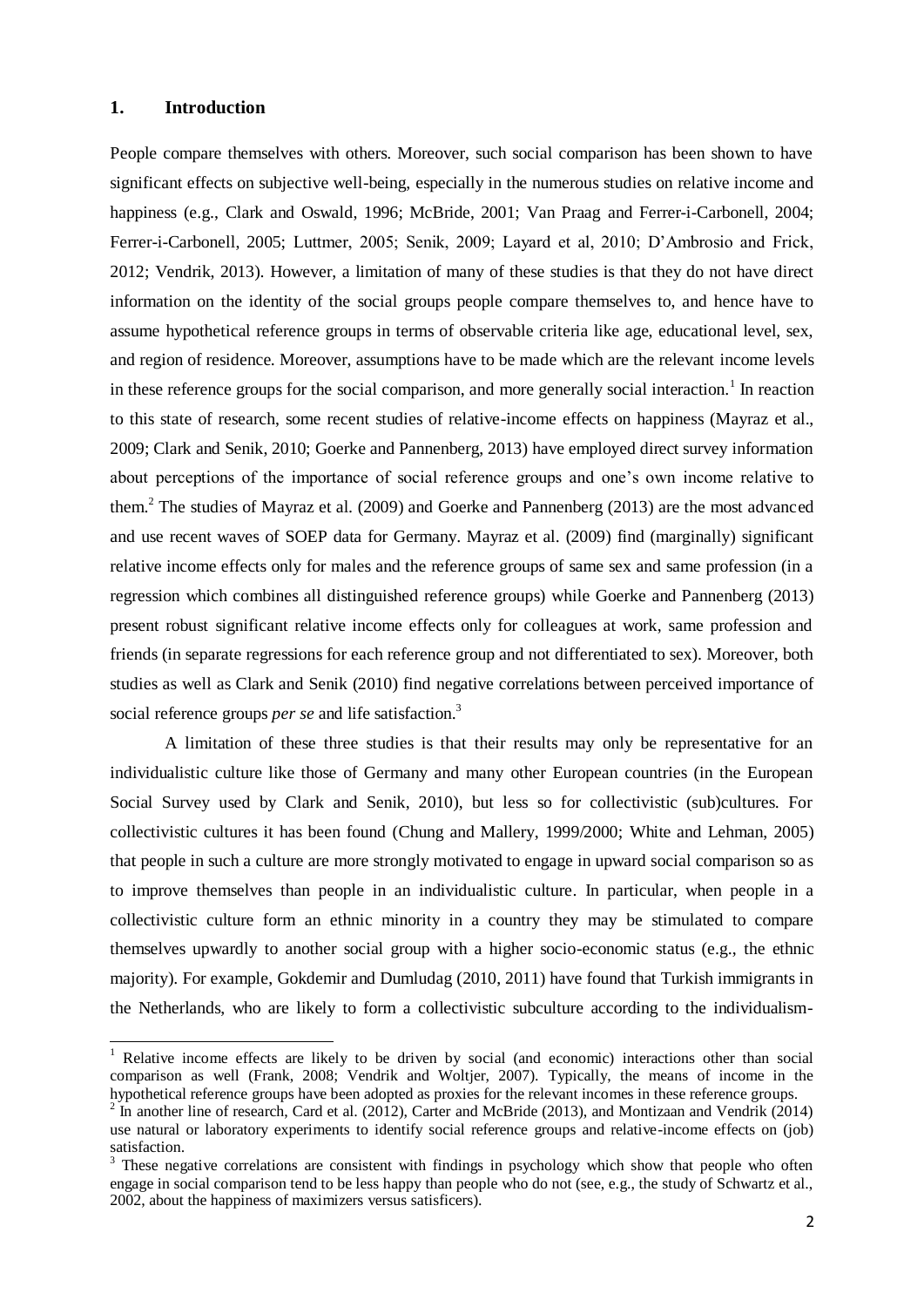## 1. Introduction

People compare themselves with others. Moreover, such social comparison has been shown to have significant effects on subjective well-being, especially in the numerous studies on relative income and happiness (e.g., Clark and Oswald, 1996; McBride, 2001; Van Praag and Ferrer-i-Carbonell, 2004; Ferrer-i-Carbonell, 2005; Luttmer, 2005; Senik, 2009; Layard et al, 2010; D'Ambrosio and Frick, 2012; Vendrik, 2013). However, a limitation of many of these studies is that they do not have direct information on the identity of the social groups people compare themselves to, and hence have to assume hypothetical reference groups in terms of observable criteria like age, educational level, sex, and region of residence. Moreover, assumptions have to be made which are the relevant income levels in these reference groups for the social comparison, and more generally social interaction.[1] In reaction to this state of research, some recent studies of relative-income effects on happiness (Mayraz et al., 2009; Clark and Senik, 2010; Goerke and Pannenberg, 2013) have employed direct survey information about perceptions of the importance of social reference groups and one's own income relative to them.[2] The studies of Mayraz et al. (2009) and Goerke and Pannenberg (2013) are the most advanced and use recent waves of SOEP data for Germany. Mayraz et al. (2009) find (marginally) significant relative income effects only for males and the reference groups of same sex and same profession (in a regression which combines all distinguished reference groups) while Goerke and Pannenberg (2013) present robust significant relative income effects only for colleagues at work, same profession and friends (in separate regressions for each reference group and not differentiated to sex). Moreover, both studies as well as Clark and Senik (2010) find negative correlations between perceived importance of social reference groups *per se* and life satisfaction.[3]

A limitation of these three studies is that their results may only be representative for an individualistic culture like those of Germany and many other European countries (in the European Social Survey used by Clark and Senik, 2010), but less so for collectivistic (sub)cultures. For collectivistic cultures it has been found (Chung and Mallery, 1999/2000; White and Lehman, 2005) that people in such a culture are more strongly motivated to engage in upward social comparison so as to improve themselves than people in an individualistic culture. In particular, when people in a collectivistic culture form an ethnic minority in a country they may be stimulated to compare themselves upwardly to another social group with a higher socio-economic status (e.g., the ethnic majority). For example, Gokdemir and Dumludag (2010, 2011) have found that Turkish immigrants in the Netherlands, who are likely to form a collectivistic subculture according to the individualism-

---

[1] Relative income effects are likely to be driven by social (and economic) interactions other than social comparison as well (Frank, 2008; Vendrik and Woltjer, 2007). Typically, the means of income in the hypothetical reference groups have been adopted as proxies for the relevant incomes in these reference groups.

[2] In another line of research, Card et al. (2012), Carter and McBride (2013), and Montizaan and Vendrik (2014) use natural or laboratory experiments to identify social reference groups and relative-income effects on (job) satisfaction.

[3] These negative correlations are consistent with findings in psychology which show that people who often engage in social comparison tend to be less happy than people who do not (see, e.g., the study of Schwartz et al., 2002, about the happiness of maximizers versus satisficers).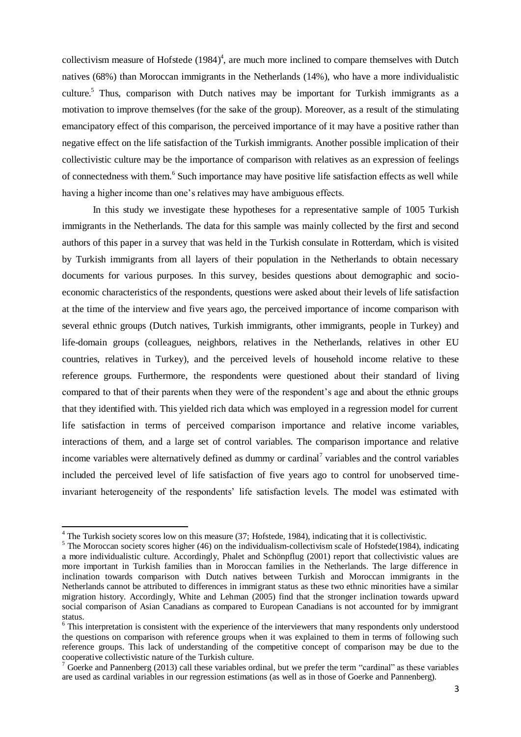collectivism measure of Hofstede (1984)[4], are much more inclined to compare themselves with Dutch natives (68%) than Moroccan immigrants in the Netherlands (14%), who have a more individualistic culture.[5] Thus, comparison with Dutch natives may be important for Turkish immigrants as a motivation to improve themselves (for the sake of the group). Moreover, as a result of the stimulating emancipatory effect of this comparison, the perceived importance of it may have a positive rather than negative effect on the life satisfaction of the Turkish immigrants. Another possible implication of their collectivistic culture may be the importance of comparison with relatives as an expression of feelings of connectedness with them.[6] Such importance may have positive life satisfaction effects as well while having a higher income than one's relatives may have ambiguous effects.

In this study we investigate these hypotheses for a representative sample of 1005 Turkish immigrants in the Netherlands. The data for this sample was mainly collected by the first and second authors of this paper in a survey that was held in the Turkish consulate in Rotterdam, which is visited by Turkish immigrants from all layers of their population in the Netherlands to obtain necessary documents for various purposes. In this survey, besides questions about demographic and socio-economic characteristics of the respondents, questions were asked about their levels of life satisfaction at the time of the interview and five years ago, the perceived importance of income comparison with several ethnic groups (Dutch natives, Turkish immigrants, other immigrants, people in Turkey) and life-domain groups (colleagues, neighbors, relatives in the Netherlands, relatives in other EU countries, relatives in Turkey), and the perceived levels of household income relative to these reference groups. Furthermore, the respondents were questioned about their standard of living compared to that of their parents when they were of the respondent's age and about the ethnic groups that they identified with. This yielded rich data which was employed in a regression model for current life satisfaction in terms of perceived comparison importance and relative income variables, interactions of them, and a large set of control variables. The comparison importance and relative income variables were alternatively defined as dummy or cardinal[7] variables and the control variables included the perceived level of life satisfaction of five years ago to control for unobserved time-invariant heterogeneity of the respondents' life satisfaction levels. The model was estimated with

---

[4] The Turkish society scores low on this measure (37; Hofstede, 1984), indicating that it is collectivistic.

[5] The Moroccan society scores higher (46) on the individualism-collectivism scale of Hofstede(1984), indicating a more individualistic culture. Accordingly, Phalet and Schönpflug (2001) report that collectivistic values are more important in Turkish families than in Moroccan families in the Netherlands. The large difference in inclination towards comparison with Dutch natives between Turkish and Moroccan immigrants in the Netherlands cannot be attributed to differences in immigrant status as these two ethnic minorities have a similar migration history. Accordingly, White and Lehman (2005) find that the stronger inclination towards upward social comparison of Asian Canadians as compared to European Canadians is not accounted for by immigrant status.

[6] This interpretation is consistent with the experience of the interviewers that many respondents only understood the questions on comparison with reference groups when it was explained to them in terms of following such reference groups. This lack of understanding of the competitive concept of comparison may be due to the cooperative collectivistic nature of the Turkish culture.

[7] Goerke and Pannenberg (2013) call these variables ordinal, but we prefer the term "cardinal" as these variables are used as cardinal variables in our regression estimations (as well as in those of Goerke and Pannenberg).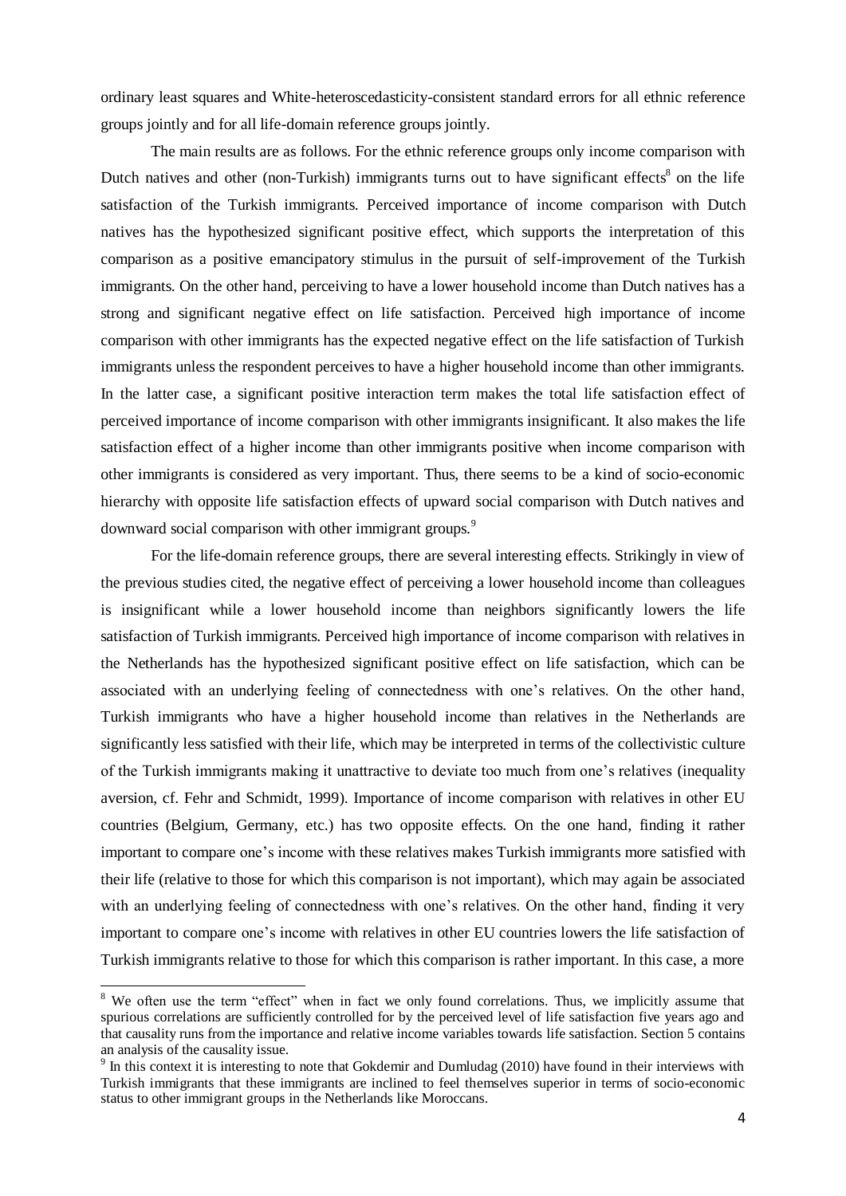ordinary least squares and White-heteroscedasticity-consistent standard errors for all ethnic reference groups jointly and for all life-domain reference groups jointly.

The main results are as follows. For the ethnic reference groups only income comparison with Dutch natives and other (non-Turkish) immigrants turns out to have significant effects[8] on the life satisfaction of the Turkish immigrants. Perceived importance of income comparison with Dutch natives has the hypothesized significant positive effect, which supports the interpretation of this comparison as a positive emancipatory stimulus in the pursuit of self-improvement of the Turkish immigrants. On the other hand, perceiving to have a lower household income than Dutch natives has a strong and significant negative effect on life satisfaction. Perceived high importance of income comparison with other immigrants has the expected negative effect on the life satisfaction of Turkish immigrants unless the respondent perceives to have a higher household income than other immigrants. In the latter case, a significant positive interaction term makes the total life satisfaction effect of perceived importance of income comparison with other immigrants insignificant. It also makes the life satisfaction effect of a higher income than other immigrants positive when income comparison with other immigrants is considered as very important. Thus, there seems to be a kind of socio-economic hierarchy with opposite life satisfaction effects of upward social comparison with Dutch natives and downward social comparison with other immigrant groups.[9]

For the life-domain reference groups, there are several interesting effects. Strikingly in view of the previous studies cited, the negative effect of perceiving a lower household income than colleagues is insignificant while a lower household income than neighbors significantly lowers the life satisfaction of Turkish immigrants. Perceived high importance of income comparison with relatives in the Netherlands has the hypothesized significant positive effect on life satisfaction, which can be associated with an underlying feeling of connectedness with one's relatives. On the other hand, Turkish immigrants who have a higher household income than relatives in the Netherlands are significantly less satisfied with their life, which may be interpreted in terms of the collectivistic culture of the Turkish immigrants making it unattractive to deviate too much from one's relatives (inequality aversion, cf. Fehr and Schmidt, 1999). Importance of income comparison with relatives in other EU countries (Belgium, Germany, etc.) has two opposite effects. On the one hand, finding it rather important to compare one's income with these relatives makes Turkish immigrants more satisfied with their life (relative to those for which this comparison is not important), which may again be associated with an underlying feeling of connectedness with one's relatives. On the other hand, finding it very important to compare one's income with relatives in other EU countries lowers the life satisfaction of Turkish immigrants relative to those for which this comparison is rather important. In this case, a more

---

[8] We often use the term "effect" when in fact we only found correlations. Thus, we implicitly assume that spurious correlations are sufficiently controlled for by the perceived level of life satisfaction five years ago and that causality runs from the importance and relative income variables towards life satisfaction. Section 5 contains an analysis of the causality issue.

[9] In this context it is interesting to note that Gokdemir and Dumludag (2010) have found in their interviews with Turkish immigrants that these immigrants are inclined to feel themselves superior in terms of socio-economic status to other immigrant groups in the Netherlands like Moroccans.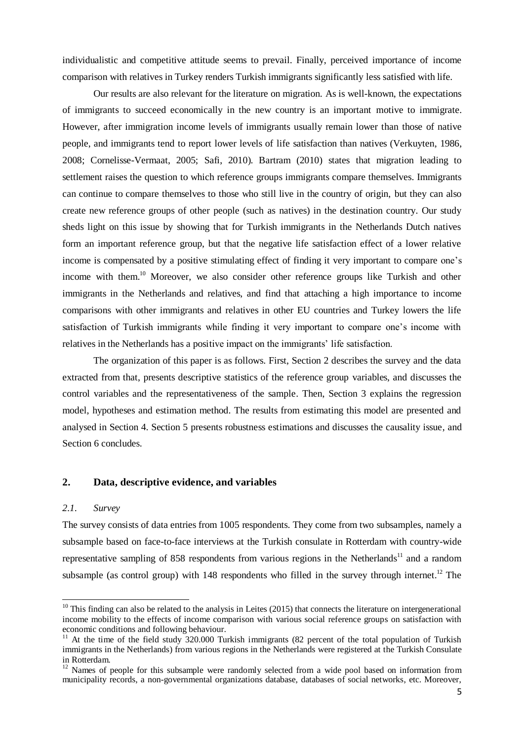individualistic and competitive attitude seems to prevail. Finally, perceived importance of income comparison with relatives in Turkey renders Turkish immigrants significantly less satisfied with life.

Our results are also relevant for the literature on migration. As is well-known, the expectations of immigrants to succeed economically in the new country is an important motive to immigrate. However, after immigration income levels of immigrants usually remain lower than those of native people, and immigrants tend to report lower levels of life satisfaction than natives (Verkuyten, 1986, 2008; Cornelisse-Vermaat, 2005; Safi, 2010). Bartram (2010) states that migration leading to settlement raises the question to which reference groups immigrants compare themselves. Immigrants can continue to compare themselves to those who still live in the country of origin, but they can also create new reference groups of other people (such as natives) in the destination country. Our study sheds light on this issue by showing that for Turkish immigrants in the Netherlands Dutch natives form an important reference group, but that the negative life satisfaction effect of a lower relative income is compensated by a positive stimulating effect of finding it very important to compare one's income with them.[10] Moreover, we also consider other reference groups like Turkish and other immigrants in the Netherlands and relatives, and find that attaching a high importance to income comparisons with other immigrants and relatives in other EU countries and Turkey lowers the life satisfaction of Turkish immigrants while finding it very important to compare one's income with relatives in the Netherlands has a positive impact on the immigrants' life satisfaction.

The organization of this paper is as follows. First, Section 2 describes the survey and the data extracted from that, presents descriptive statistics of the reference group variables, and discusses the control variables and the representativeness of the sample. Then, Section 3 explains the regression model, hypotheses and estimation method. The results from estimating this model are presented and analysed in Section 4. Section 5 presents robustness estimations and discusses the causality issue, and Section 6 concludes.

## 2. Data, descriptive evidence, and variables

### *2.1. Survey*

The survey consists of data entries from 1005 respondents. They come from two subsamples, namely a subsample based on face-to-face interviews at the Turkish consulate in Rotterdam with country-wide representative sampling of 858 respondents from various regions in the Netherlands[11] and a random subsample (as control group) with 148 respondents who filled in the survey through internet.[12] The

---

[10] This finding can also be related to the analysis in Leites (2015) that connects the literature on intergenerational income mobility to the effects of income comparison with various social reference groups on satisfaction with economic conditions and following behaviour.

[11] At the time of the field study 320.000 Turkish immigrants (82 percent of the total population of Turkish immigrants in the Netherlands) from various regions in the Netherlands were registered at the Turkish Consulate in Rotterdam.

[12] Names of people for this subsample were randomly selected from a wide pool based on information from municipality records, a non-governmental organizations database, databases of social networks, etc. Moreover,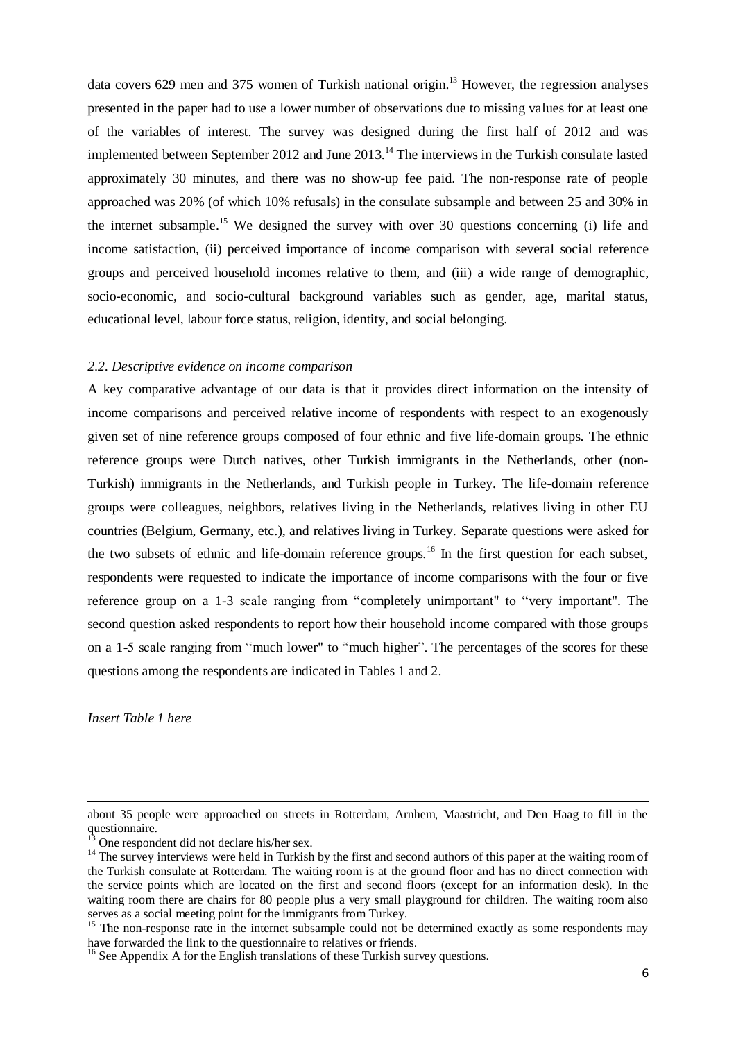data covers 629 men and 375 women of Turkish national origin.[13] However, the regression analyses presented in the paper had to use a lower number of observations due to missing values for at least one of the variables of interest. The survey was designed during the first half of 2012 and was implemented between September 2012 and June 2013.[14] The interviews in the Turkish consulate lasted approximately 30 minutes, and there was no show-up fee paid. The non-response rate of people approached was 20% (of which 10% refusals) in the consulate subsample and between 25 and 30% in the internet subsample.[15] We designed the survey with over 30 questions concerning (i) life and income satisfaction, (ii) perceived importance of income comparison with several social reference groups and perceived household incomes relative to them, and (iii) a wide range of demographic, socio-economic, and socio-cultural background variables such as gender, age, marital status, educational level, labour force status, religion, identity, and social belonging.

### *2.2. Descriptive evidence on income comparison*

A key comparative advantage of our data is that it provides direct information on the intensity of income comparisons and perceived relative income of respondents with respect to an exogenously given set of nine reference groups composed of four ethnic and five life-domain groups. The ethnic reference groups were Dutch natives, other Turkish immigrants in the Netherlands, other (non-Turkish) immigrants in the Netherlands, and Turkish people in Turkey. The life-domain reference groups were colleagues, neighbors, relatives living in the Netherlands, relatives living in other EU countries (Belgium, Germany, etc.), and relatives living in Turkey. Separate questions were asked for the two subsets of ethnic and life-domain reference groups.[16] In the first question for each subset, respondents were requested to indicate the importance of income comparisons with the four or five reference group on a 1-3 scale ranging from "completely unimportant" to "very important". The second question asked respondents to report how their household income compared with those groups on a 1-5 scale ranging from "much lower" to "much higher". The percentages of the scores for these questions among the respondents are indicated in Tables 1 and 2.

*Insert Table 1 here*

about 35 people were approached on streets in Rotterdam, Arnhem, Maastricht, and Den Haag to fill in the questionnaire.

[13] One respondent did not declare his/her sex.

[14] The survey interviews were held in Turkish by the first and second authors of this paper at the waiting room of the Turkish consulate at Rotterdam. The waiting room is at the ground floor and has no direct connection with the service points which are located on the first and second floors (except for an information desk). In the waiting room there are chairs for 80 people plus a very small playground for children. The waiting room also serves as a social meeting point for the immigrants from Turkey.

[15] The non-response rate in the internet subsample could not be determined exactly as some respondents may have forwarded the link to the questionnaire to relatives or friends.

[16] See Appendix A for the English translations of these Turkish survey questions.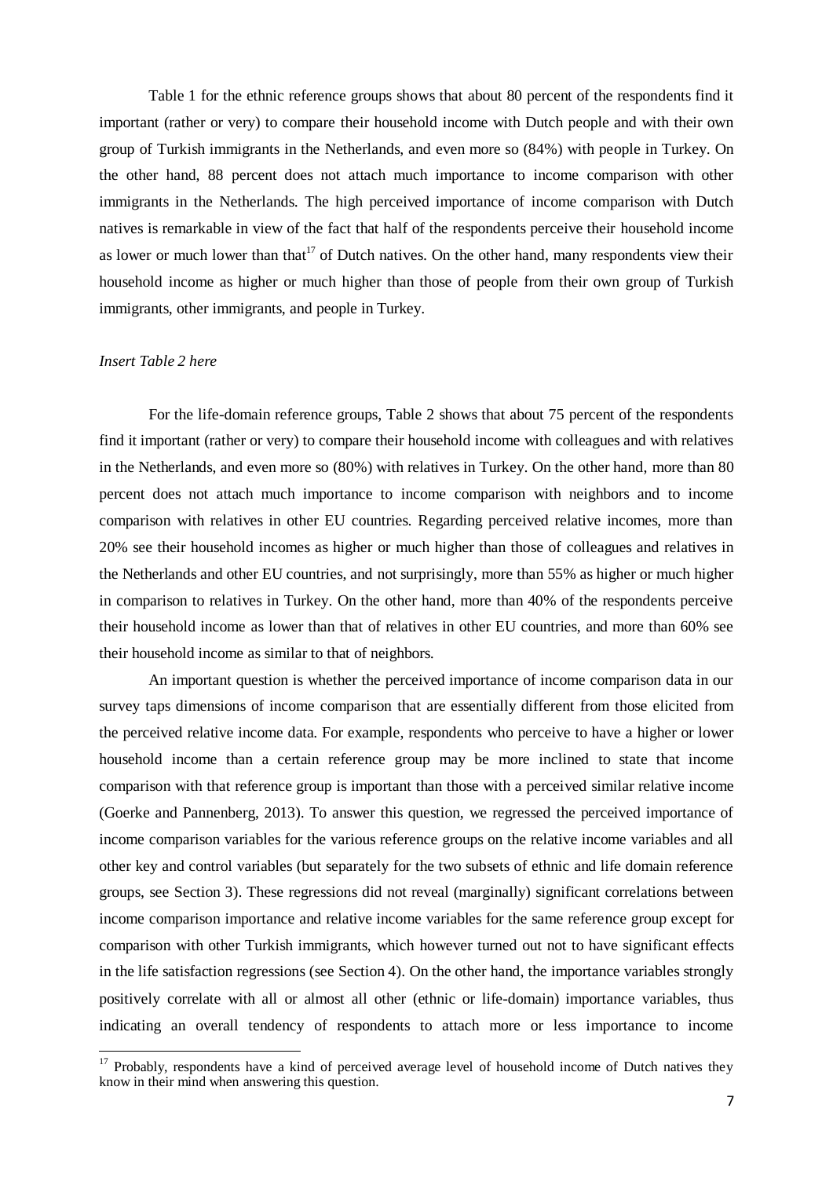Table 1 for the ethnic reference groups shows that about 80 percent of the respondents find it important (rather or very) to compare their household income with Dutch people and with their own group of Turkish immigrants in the Netherlands, and even more so (84%) with people in Turkey. On the other hand, 88 percent does not attach much importance to income comparison with other immigrants in the Netherlands. The high perceived importance of income comparison with Dutch natives is remarkable in view of the fact that half of the respondents perceive their household income as lower or much lower than that[17] of Dutch natives. On the other hand, many respondents view their household income as higher or much higher than those of people from their own group of Turkish immigrants, other immigrants, and people in Turkey.

*Insert Table 2 here*

For the life-domain reference groups, Table 2 shows that about 75 percent of the respondents find it important (rather or very) to compare their household income with colleagues and with relatives in the Netherlands, and even more so (80%) with relatives in Turkey. On the other hand, more than 80 percent does not attach much importance to income comparison with neighbors and to income comparison with relatives in other EU countries. Regarding perceived relative incomes, more than 20% see their household incomes as higher or much higher than those of colleagues and relatives in the Netherlands and other EU countries, and not surprisingly, more than 55% as higher or much higher in comparison to relatives in Turkey. On the other hand, more than 40% of the respondents perceive their household income as lower than that of relatives in other EU countries, and more than 60% see their household income as similar to that of neighbors.

An important question is whether the perceived importance of income comparison data in our survey taps dimensions of income comparison that are essentially different from those elicited from the perceived relative income data. For example, respondents who perceive to have a higher or lower household income than a certain reference group may be more inclined to state that income comparison with that reference group is important than those with a perceived similar relative income (Goerke and Pannenberg, 2013). To answer this question, we regressed the perceived importance of income comparison variables for the various reference groups on the relative income variables and all other key and control variables (but separately for the two subsets of ethnic and life domain reference groups, see Section 3). These regressions did not reveal (marginally) significant correlations between income comparison importance and relative income variables for the same reference group except for comparison with other Turkish immigrants, which however turned out not to have significant effects in the life satisfaction regressions (see Section 4). On the other hand, the importance variables strongly positively correlate with all or almost all other (ethnic or life-domain) importance variables, thus indicating an overall tendency of respondents to attach more or less importance to income

[17] Probably, respondents have a kind of perceived average level of household income of Dutch natives they know in their mind when answering this question.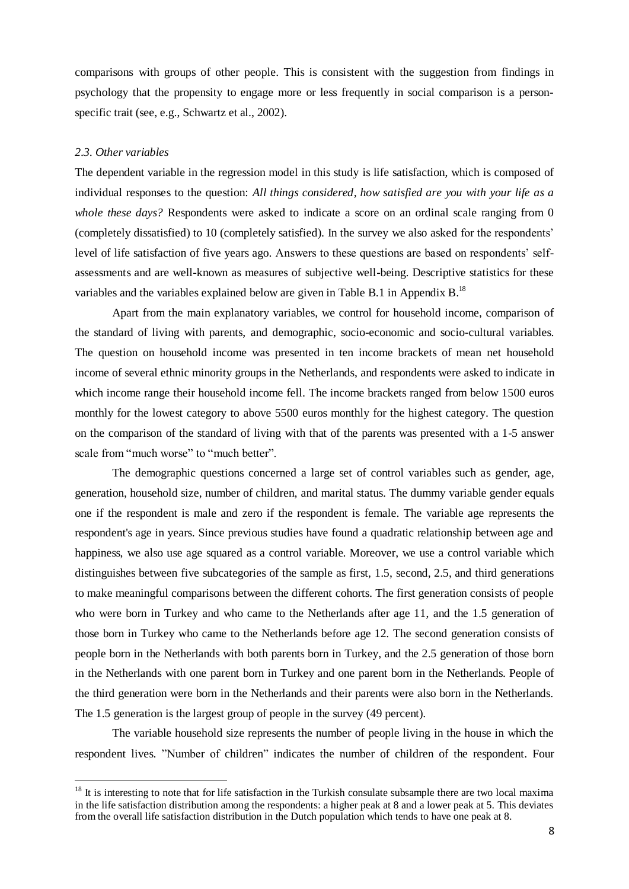comparisons with groups of other people. This is consistent with the suggestion from findings in psychology that the propensity to engage more or less frequently in social comparison is a person-specific trait (see, e.g., Schwartz et al., 2002).

### *2.3. Other variables*

The dependent variable in the regression model in this study is life satisfaction, which is composed of individual responses to the question: *All things considered, how satisfied are you with your life as a whole these days?* Respondents were asked to indicate a score on an ordinal scale ranging from 0 (completely dissatisfied) to 10 (completely satisfied). In the survey we also asked for the respondents' level of life satisfaction of five years ago. Answers to these questions are based on respondents' self-assessments and are well-known as measures of subjective well-being. Descriptive statistics for these variables and the variables explained below are given in Table B.1 in Appendix B.[18]

Apart from the main explanatory variables, we control for household income, comparison of the standard of living with parents, and demographic, socio-economic and socio-cultural variables. The question on household income was presented in ten income brackets of mean net household income of several ethnic minority groups in the Netherlands, and respondents were asked to indicate in which income range their household income fell. The income brackets ranged from below 1500 euros monthly for the lowest category to above 5500 euros monthly for the highest category. The question on the comparison of the standard of living with that of the parents was presented with a 1-5 answer scale from "much worse" to "much better".

The demographic questions concerned a large set of control variables such as gender, age, generation, household size, number of children, and marital status. The dummy variable gender equals one if the respondent is male and zero if the respondent is female. The variable age represents the respondent's age in years. Since previous studies have found a quadratic relationship between age and happiness, we also use age squared as a control variable. Moreover, we use a control variable which distinguishes between five subcategories of the sample as first, 1.5, second, 2.5, and third generations to make meaningful comparisons between the different cohorts. The first generation consists of people who were born in Turkey and who came to the Netherlands after age 11, and the 1.5 generation of those born in Turkey who came to the Netherlands before age 12. The second generation consists of people born in the Netherlands with both parents born in Turkey, and the 2.5 generation of those born in the Netherlands with one parent born in Turkey and one parent born in the Netherlands. People of the third generation were born in the Netherlands and their parents were also born in the Netherlands. The 1.5 generation is the largest group of people in the survey (49 percent).

The variable household size represents the number of people living in the house in which the respondent lives. "Number of children" indicates the number of children of the respondent. Four

[18] It is interesting to note that for life satisfaction in the Turkish consulate subsample there are two local maxima in the life satisfaction distribution among the respondents: a higher peak at 8 and a lower peak at 5. This deviates from the overall life satisfaction distribution in the Dutch population which tends to have one peak at 8.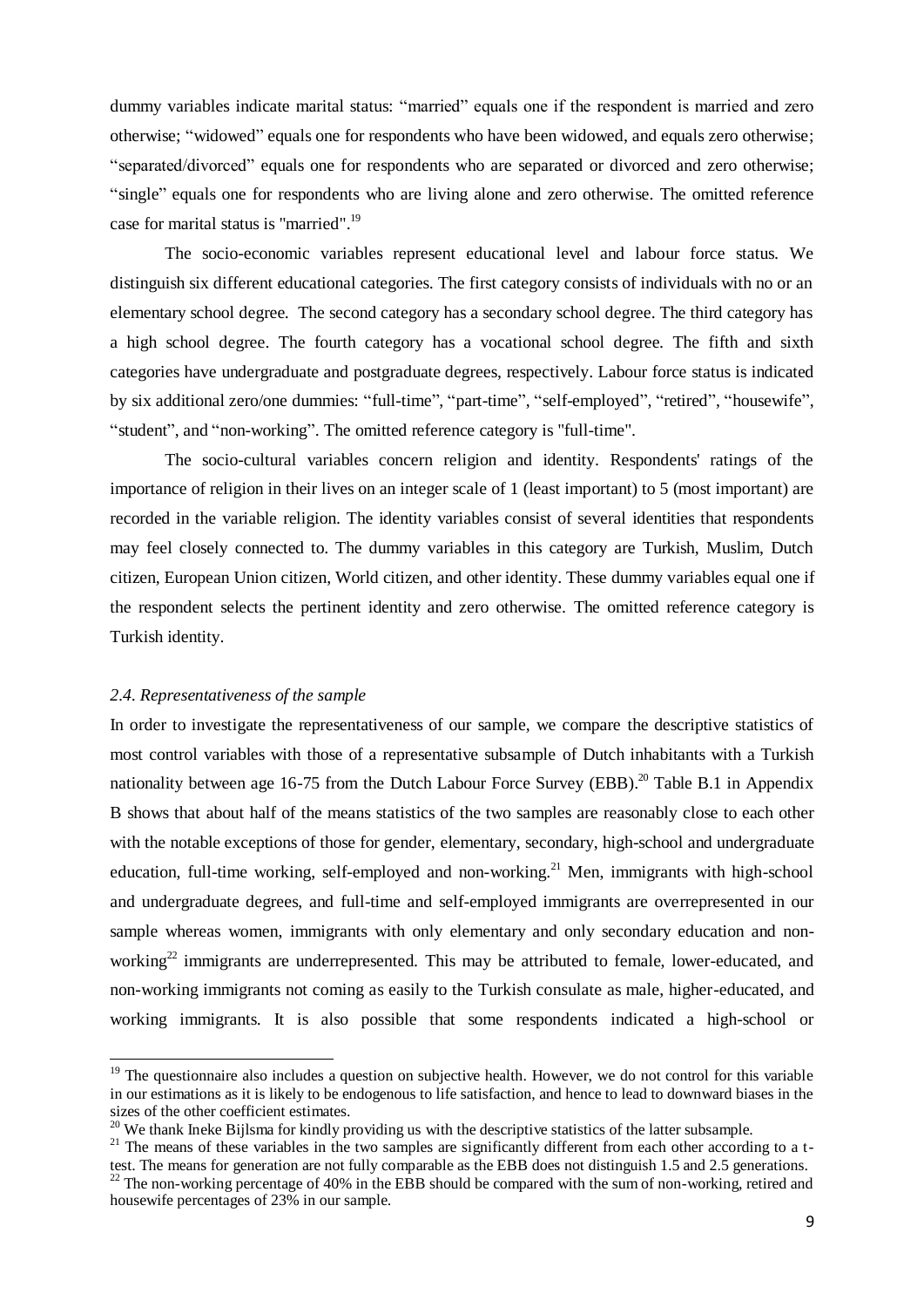dummy variables indicate marital status: "married" equals one if the respondent is married and zero otherwise; "widowed" equals one for respondents who have been widowed, and equals zero otherwise; "separated/divorced" equals one for respondents who are separated or divorced and zero otherwise; "single" equals one for respondents who are living alone and zero otherwise. The omitted reference case for marital status is "married".[19]

The socio-economic variables represent educational level and labour force status. We distinguish six different educational categories. The first category consists of individuals with no or an elementary school degree. The second category has a secondary school degree. The third category has a high school degree. The fourth category has a vocational school degree. The fifth and sixth categories have undergraduate and postgraduate degrees, respectively. Labour force status is indicated by six additional zero/one dummies: "full-time", "part-time", "self-employed", "retired", "housewife", "student", and "non-working". The omitted reference category is "full-time".

The socio-cultural variables concern religion and identity. Respondents' ratings of the importance of religion in their lives on an integer scale of 1 (least important) to 5 (most important) are recorded in the variable religion. The identity variables consist of several identities that respondents may feel closely connected to. The dummy variables in this category are Turkish, Muslim, Dutch citizen, European Union citizen, World citizen, and other identity. These dummy variables equal one if the respondent selects the pertinent identity and zero otherwise. The omitted reference category is Turkish identity.

### *2.4. Representativeness of the sample*

In order to investigate the representativeness of our sample, we compare the descriptive statistics of most control variables with those of a representative subsample of Dutch inhabitants with a Turkish nationality between age 16-75 from the Dutch Labour Force Survey (EBB).[20] Table B.1 in Appendix B shows that about half of the means statistics of the two samples are reasonably close to each other with the notable exceptions of those for gender, elementary, secondary, high-school and undergraduate education, full-time working, self-employed and non-working.[21] Men, immigrants with high-school and undergraduate degrees, and full-time and self-employed immigrants are overrepresented in our sample whereas women, immigrants with only elementary and only secondary education and non-working[22] immigrants are underrepresented. This may be attributed to female, lower-educated, and non-working immigrants not coming as easily to the Turkish consulate as male, higher-educated, and working immigrants. It is also possible that some respondents indicated a high-school or

---

[19] The questionnaire also includes a question on subjective health. However, we do not control for this variable in our estimations as it is likely to be endogenous to life satisfaction, and hence to lead to downward biases in the sizes of the other coefficient estimates.

[20] We thank Ineke Bijlsma for kindly providing us with the descriptive statistics of the latter subsample.

[21] The means of these variables in the two samples are significantly different from each other according to a t-test. The means for generation are not fully comparable as the EBB does not distinguish 1.5 and 2.5 generations.

[22] The non-working percentage of 40% in the EBB should be compared with the sum of non-working, retired and housewife percentages of 23% in our sample.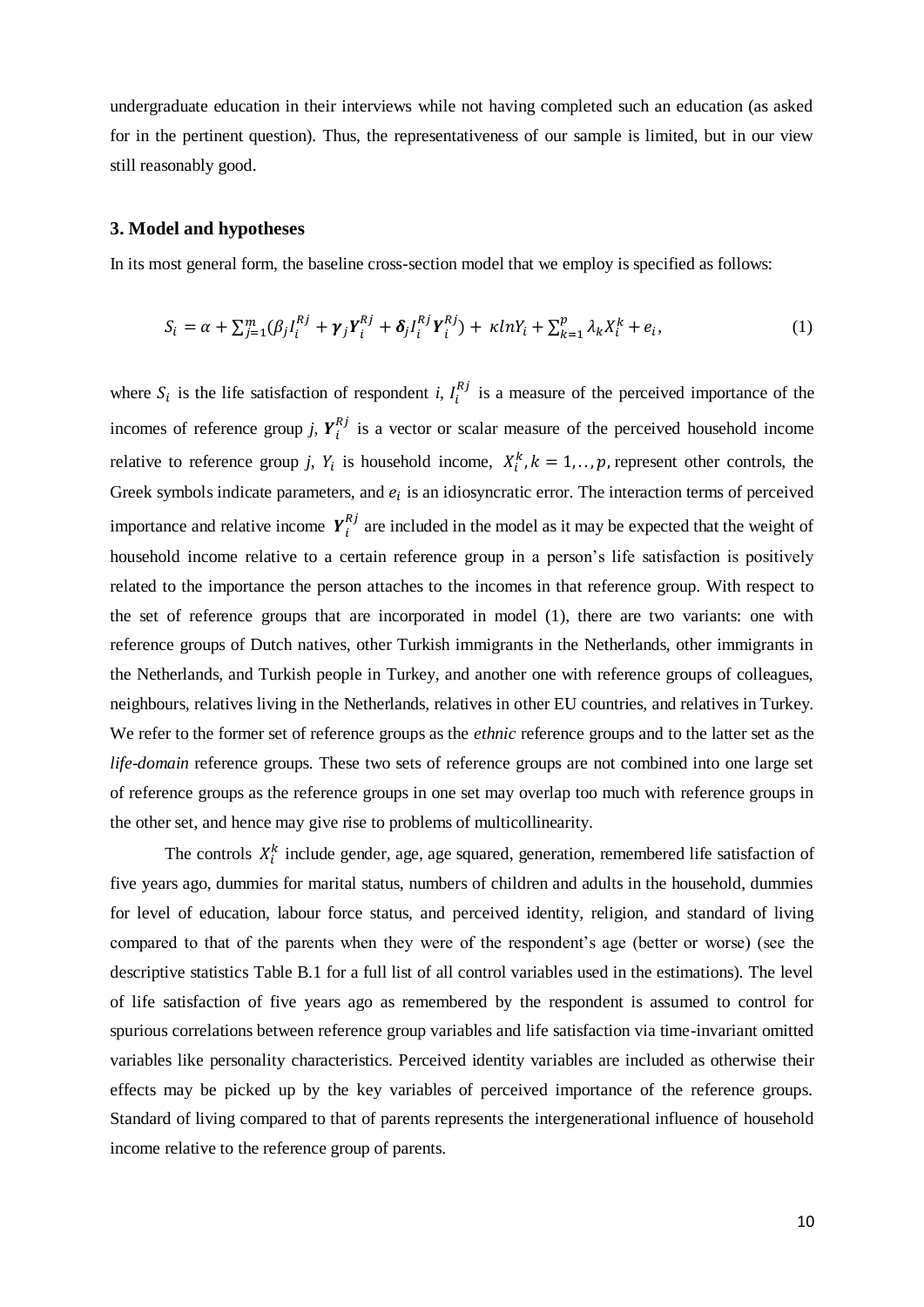undergraduate education in their interviews while not having completed such an education (as asked for in the pertinent question). Thus, the representativeness of our sample is limited, but in our view still reasonably good.

### 3. Model and hypotheses

In its most general form, the baseline cross-section model that we employ is specified as follows:

$$S_i = \alpha + \sum_{j=1}^{m}(\beta_j I_i^{Rj} + \boldsymbol{\gamma}_j \boldsymbol{Y}_i^{Rj} + \boldsymbol{\delta}_j I_i^{Rj} \boldsymbol{Y}_i^{Rj}) + \kappa ln Y_i + \sum_{k=1}^{p} \lambda_k X_i^k + e_i, \tag{1}$$

where $S_i$ is the life satisfaction of respondent $i$, $I_i^{Rj}$ is a measure of the perceived importance of the incomes of reference group $j$, $\boldsymbol{Y}_i^{Rj}$ is a vector or scalar measure of the perceived household income relative to reference group $j$, $Y_i$ is household income, $X_i^k, k = 1,..,p,$ represent other controls, the Greek symbols indicate parameters, and $e_i$ is an idiosyncratic error. The interaction terms of perceived importance and relative income $\boldsymbol{Y}_i^{Rj}$ are included in the model as it may be expected that the weight of household income relative to a certain reference group in a person's life satisfaction is positively related to the importance the person attaches to the incomes in that reference group. With respect to the set of reference groups that are incorporated in model (1), there are two variants: one with reference groups of Dutch natives, other Turkish immigrants in the Netherlands, other immigrants in the Netherlands, and Turkish people in Turkey, and another one with reference groups of colleagues, neighbours, relatives living in the Netherlands, relatives in other EU countries, and relatives in Turkey. We refer to the former set of reference groups as the *ethnic* reference groups and to the latter set as the *life-domain* reference groups. These two sets of reference groups are not combined into one large set of reference groups as the reference groups in one set may overlap too much with reference groups in the other set, and hence may give rise to problems of multicollinearity.

The controls $X_i^k$ include gender, age, age squared, generation, remembered life satisfaction of five years ago, dummies for marital status, numbers of children and adults in the household, dummies for level of education, labour force status, and perceived identity, religion, and standard of living compared to that of the parents when they were of the respondent's age (better or worse) (see the descriptive statistics Table B.1 for a full list of all control variables used in the estimations). The level of life satisfaction of five years ago as remembered by the respondent is assumed to control for spurious correlations between reference group variables and life satisfaction via time-invariant omitted variables like personality characteristics. Perceived identity variables are included as otherwise their effects may be picked up by the key variables of perceived importance of the reference groups. Standard of living compared to that of parents represents the intergenerational influence of household income relative to the reference group of parents.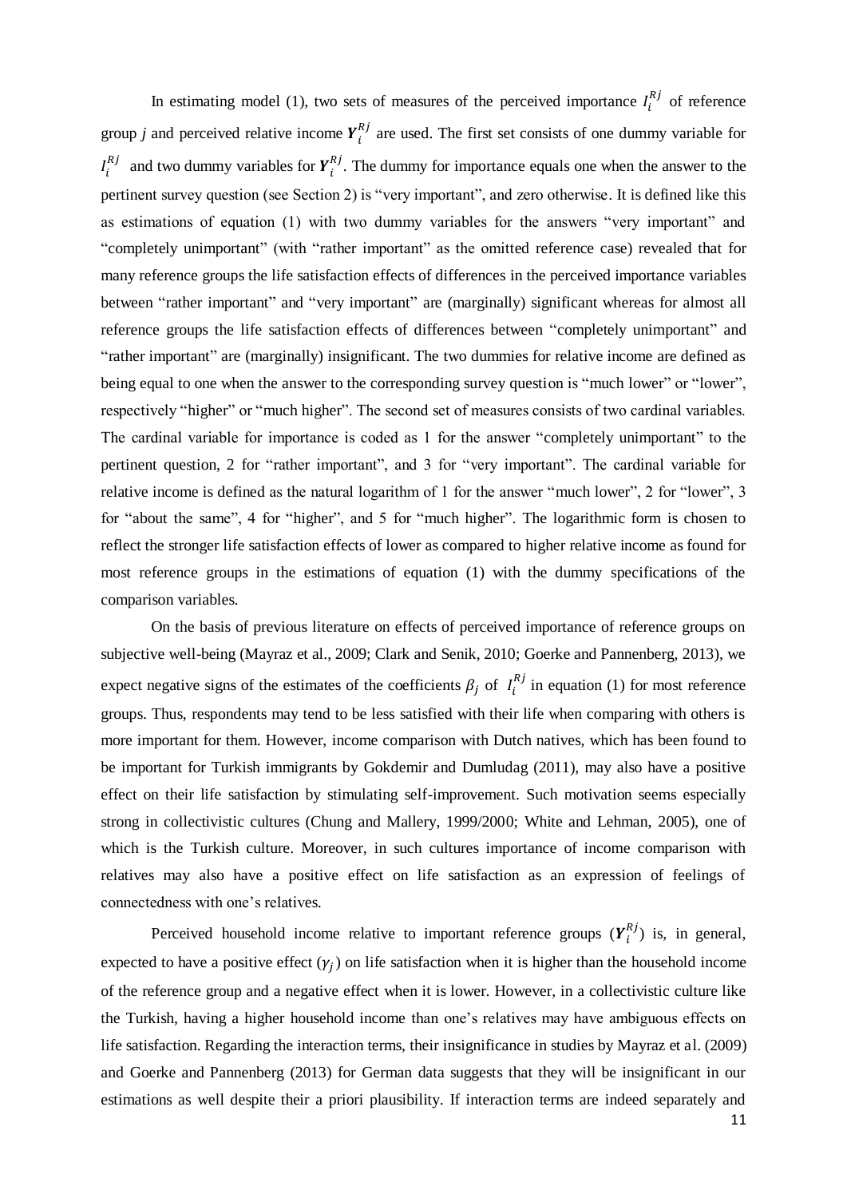In estimating model (1), two sets of measures of the perceived importance $I_i^{Rj}$ of reference group *j* and perceived relative income $\boldsymbol{Y}_i^{Rj}$ are used. The first set consists of one dummy variable for $I_i^{Rj}$ and two dummy variables for $\boldsymbol{Y}_i^{Rj}$. The dummy for importance equals one when the answer to the pertinent survey question (see Section 2) is "very important", and zero otherwise. It is defined like this as estimations of equation (1) with two dummy variables for the answers "very important" and "completely unimportant" (with "rather important" as the omitted reference case) revealed that for many reference groups the life satisfaction effects of differences in the perceived importance variables between "rather important" and "very important" are (marginally) significant whereas for almost all reference groups the life satisfaction effects of differences between "completely unimportant" and "rather important" are (marginally) insignificant. The two dummies for relative income are defined as being equal to one when the answer to the corresponding survey question is "much lower" or "lower", respectively "higher" or "much higher". The second set of measures consists of two cardinal variables. The cardinal variable for importance is coded as 1 for the answer "completely unimportant" to the pertinent question, 2 for "rather important", and 3 for "very important". The cardinal variable for relative income is defined as the natural logarithm of 1 for the answer "much lower", 2 for "lower", 3 for "about the same", 4 for "higher", and 5 for "much higher". The logarithmic form is chosen to reflect the stronger life satisfaction effects of lower as compared to higher relative income as found for most reference groups in the estimations of equation (1) with the dummy specifications of the comparison variables.

On the basis of previous literature on effects of perceived importance of reference groups on subjective well-being (Mayraz et al., 2009; Clark and Senik, 2010; Goerke and Pannenberg, 2013), we expect negative signs of the estimates of the coefficients $\beta_j$ of $I_i^{Rj}$ in equation (1) for most reference groups. Thus, respondents may tend to be less satisfied with their life when comparing with others is more important for them. However, income comparison with Dutch natives, which has been found to be important for Turkish immigrants by Gokdemir and Dumludag (2011), may also have a positive effect on their life satisfaction by stimulating self-improvement. Such motivation seems especially strong in collectivistic cultures (Chung and Mallery, 1999/2000; White and Lehman, 2005), one of which is the Turkish culture. Moreover, in such cultures importance of income comparison with relatives may also have a positive effect on life satisfaction as an expression of feelings of connectedness with one's relatives.

Perceived household income relative to important reference groups ($\boldsymbol{Y}_i^{Rj}$) is, in general, expected to have a positive effect ($\gamma_j$) on life satisfaction when it is higher than the household income of the reference group and a negative effect when it is lower. However, in a collectivistic culture like the Turkish, having a higher household income than one's relatives may have ambiguous effects on life satisfaction. Regarding the interaction terms, their insignificance in studies by Mayraz et al. (2009) and Goerke and Pannenberg (2013) for German data suggests that they will be insignificant in our estimations as well despite their a priori plausibility. If interaction terms are indeed separately and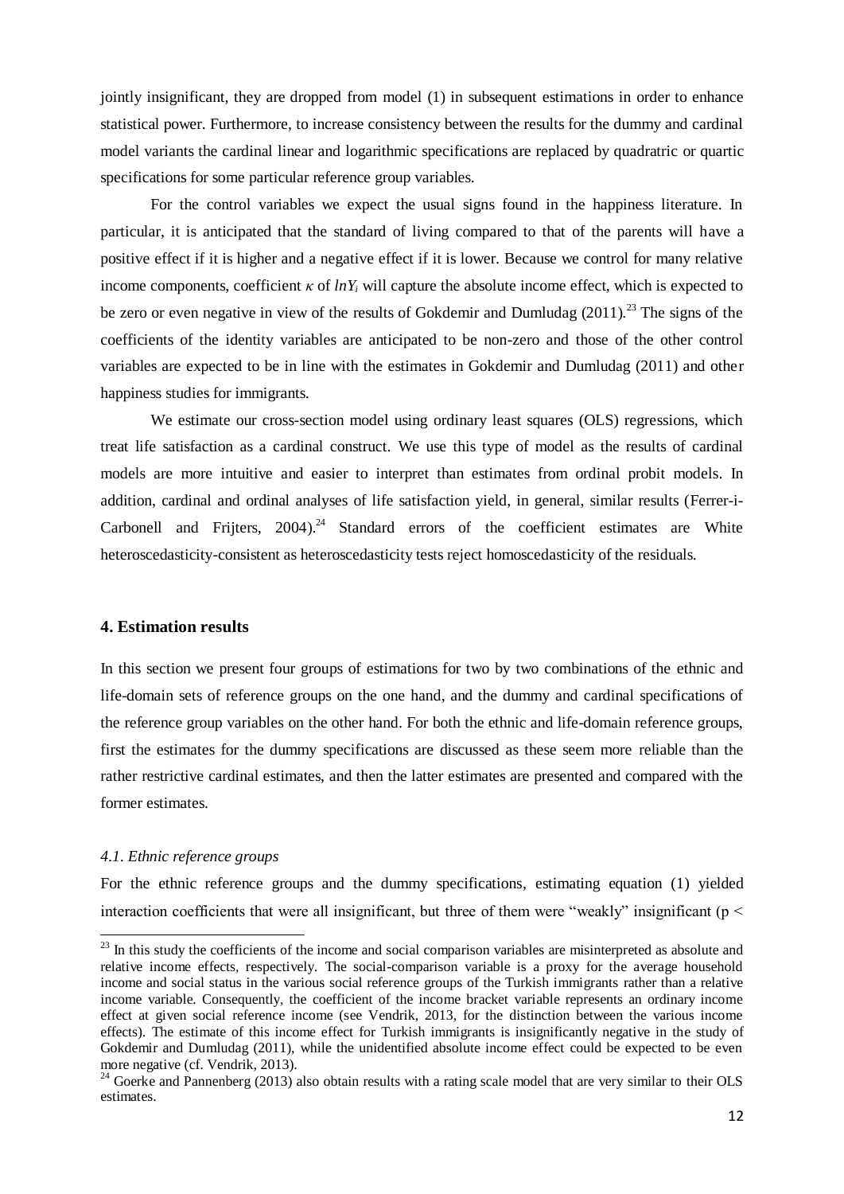jointly insignificant, they are dropped from model (1) in subsequent estimations in order to enhance statistical power. Furthermore, to increase consistency between the results for the dummy and cardinal model variants the cardinal linear and logarithmic specifications are replaced by quadratric or quartic specifications for some particular reference group variables.

For the control variables we expect the usual signs found in the happiness literature. In particular, it is anticipated that the standard of living compared to that of the parents will have a positive effect if it is higher and a negative effect if it is lower. Because we control for many relative income components, coefficient $\kappa$ of $lnY_i$ will capture the absolute income effect, which is expected to be zero or even negative in view of the results of Gokdemir and Dumludag (2011).[23] The signs of the coefficients of the identity variables are anticipated to be non-zero and those of the other control variables are expected to be in line with the estimates in Gokdemir and Dumludag (2011) and other happiness studies for immigrants.

We estimate our cross-section model using ordinary least squares (OLS) regressions, which treat life satisfaction as a cardinal construct. We use this type of model as the results of cardinal models are more intuitive and easier to interpret than estimates from ordinal probit models. In addition, cardinal and ordinal analyses of life satisfaction yield, in general, similar results (Ferrer-i-Carbonell and Frijters, 2004).[24] Standard errors of the coefficient estimates are White heteroscedasticity-consistent as heteroscedasticity tests reject homoscedasticity of the residuals.

## 4. Estimation results

In this section we present four groups of estimations for two by two combinations of the ethnic and life-domain sets of reference groups on the one hand, and the dummy and cardinal specifications of the reference group variables on the other hand. For both the ethnic and life-domain reference groups, first the estimates for the dummy specifications are discussed as these seem more reliable than the rather restrictive cardinal estimates, and then the latter estimates are presented and compared with the former estimates.

### *4.1. Ethnic reference groups*

For the ethnic reference groups and the dummy specifications, estimating equation (1) yielded interaction coefficients that were all insignificant, but three of them were "weakly" insignificant ($p <$

---

[23] In this study the coefficients of the income and social comparison variables are misinterpreted as absolute and relative income effects, respectively. The social-comparison variable is a proxy for the average household income and social status in the various social reference groups of the Turkish immigrants rather than a relative income variable. Consequently, the coefficient of the income bracket variable represents an ordinary income effect at given social reference income (see Vendrik, 2013, for the distinction between the various income effects). The estimate of this income effect for Turkish immigrants is insignificantly negative in the study of Gokdemir and Dumludag (2011), while the unidentified absolute income effect could be expected to be even more negative (cf. Vendrik, 2013).

[24] Goerke and Pannenberg (2013) also obtain results with a rating scale model that are very similar to their OLS estimates.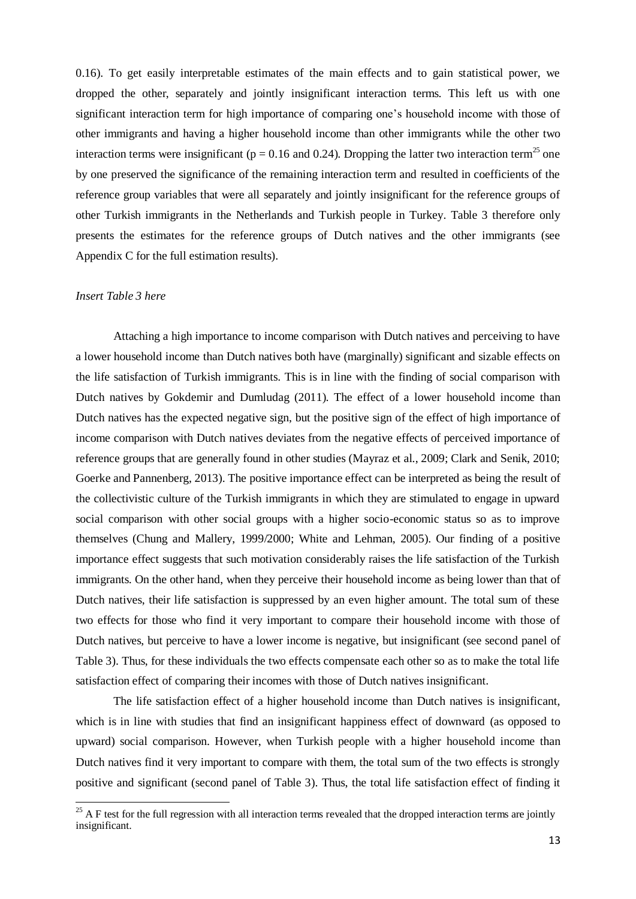0.16). To get easily interpretable estimates of the main effects and to gain statistical power, we dropped the other, separately and jointly insignificant interaction terms. This left us with one significant interaction term for high importance of comparing one's household income with those of other immigrants and having a higher household income than other immigrants while the other two interaction terms were insignificant ($p = 0.16$ and $0.24$). Dropping the latter two interaction term[25] one by one preserved the significance of the remaining interaction term and resulted in coefficients of the reference group variables that were all separately and jointly insignificant for the reference groups of other Turkish immigrants in the Netherlands and Turkish people in Turkey. Table 3 therefore only presents the estimates for the reference groups of Dutch natives and the other immigrants (see Appendix C for the full estimation results).

*Insert Table 3 here*

Attaching a high importance to income comparison with Dutch natives and perceiving to have a lower household income than Dutch natives both have (marginally) significant and sizable effects on the life satisfaction of Turkish immigrants. This is in line with the finding of social comparison with Dutch natives by Gokdemir and Dumludag (2011). The effect of a lower household income than Dutch natives has the expected negative sign, but the positive sign of the effect of high importance of income comparison with Dutch natives deviates from the negative effects of perceived importance of reference groups that are generally found in other studies (Mayraz et al., 2009; Clark and Senik, 2010; Goerke and Pannenberg, 2013). The positive importance effect can be interpreted as being the result of the collectivistic culture of the Turkish immigrants in which they are stimulated to engage in upward social comparison with other social groups with a higher socio-economic status so as to improve themselves (Chung and Mallery, 1999/2000; White and Lehman, 2005). Our finding of a positive importance effect suggests that such motivation considerably raises the life satisfaction of the Turkish immigrants. On the other hand, when they perceive their household income as being lower than that of Dutch natives, their life satisfaction is suppressed by an even higher amount. The total sum of these two effects for those who find it very important to compare their household income with those of Dutch natives, but perceive to have a lower income is negative, but insignificant (see second panel of Table 3). Thus, for these individuals the two effects compensate each other so as to make the total life satisfaction effect of comparing their incomes with those of Dutch natives insignificant.

The life satisfaction effect of a higher household income than Dutch natives is insignificant, which is in line with studies that find an insignificant happiness effect of downward (as opposed to upward) social comparison. However, when Turkish people with a higher household income than Dutch natives find it very important to compare with them, the total sum of the two effects is strongly positive and significant (second panel of Table 3). Thus, the total life satisfaction effect of finding it

[25] A F test for the full regression with all interaction terms revealed that the dropped interaction terms are jointly insignificant.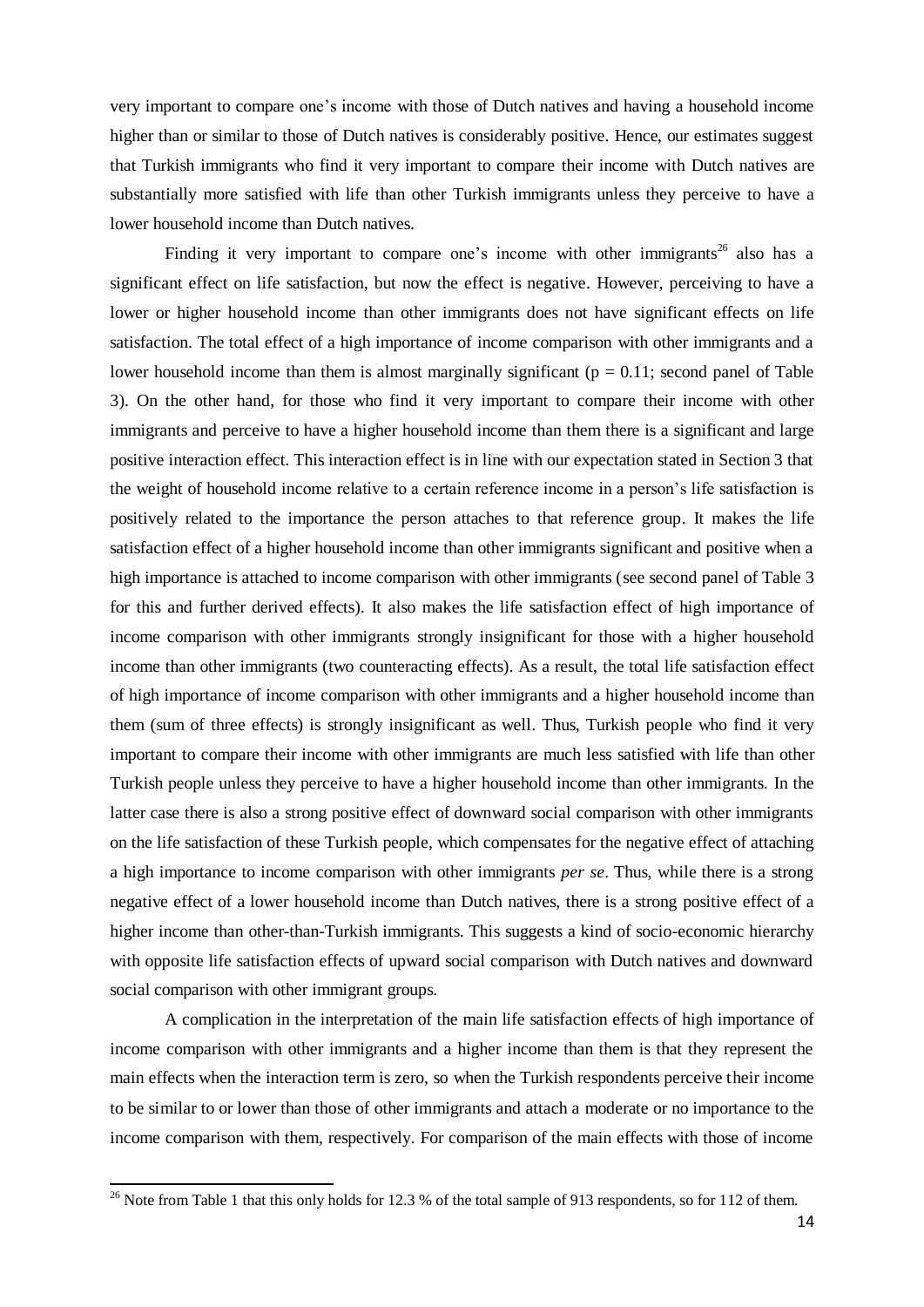very important to compare one's income with those of Dutch natives and having a household income higher than or similar to those of Dutch natives is considerably positive. Hence, our estimates suggest that Turkish immigrants who find it very important to compare their income with Dutch natives are substantially more satisfied with life than other Turkish immigrants unless they perceive to have a lower household income than Dutch natives.

Finding it very important to compare one's income with other immigrants[26] also has a significant effect on life satisfaction, but now the effect is negative. However, perceiving to have a lower or higher household income than other immigrants does not have significant effects on life satisfaction. The total effect of a high importance of income comparison with other immigrants and a lower household income than them is almost marginally significant ($p = 0.11$; second panel of Table 3). On the other hand, for those who find it very important to compare their income with other immigrants and perceive to have a higher household income than them there is a significant and large positive interaction effect. This interaction effect is in line with our expectation stated in Section 3 that the weight of household income relative to a certain reference income in a person's life satisfaction is positively related to the importance the person attaches to that reference group. It makes the life satisfaction effect of a higher household income than other immigrants significant and positive when a high importance is attached to income comparison with other immigrants (see second panel of Table 3 for this and further derived effects). It also makes the life satisfaction effect of high importance of income comparison with other immigrants strongly insignificant for those with a higher household income than other immigrants (two counteracting effects). As a result, the total life satisfaction effect of high importance of income comparison with other immigrants and a higher household income than them (sum of three effects) is strongly insignificant as well. Thus, Turkish people who find it very important to compare their income with other immigrants are much less satisfied with life than other Turkish people unless they perceive to have a higher household income than other immigrants. In the latter case there is also a strong positive effect of downward social comparison with other immigrants on the life satisfaction of these Turkish people, which compensates for the negative effect of attaching a high importance to income comparison with other immigrants *per se*. Thus, while there is a strong negative effect of a lower household income than Dutch natives, there is a strong positive effect of a higher income than other-than-Turkish immigrants. This suggests a kind of socio-economic hierarchy with opposite life satisfaction effects of upward social comparison with Dutch natives and downward social comparison with other immigrant groups.

A complication in the interpretation of the main life satisfaction effects of high importance of income comparison with other immigrants and a higher income than them is that they represent the main effects when the interaction term is zero, so when the Turkish respondents perceive their income to be similar to or lower than those of other immigrants and attach a moderate or no importance to the income comparison with them, respectively. For comparison of the main effects with those of income

[26] Note from Table 1 that this only holds for 12.3 % of the total sample of 913 respondents, so for 112 of them.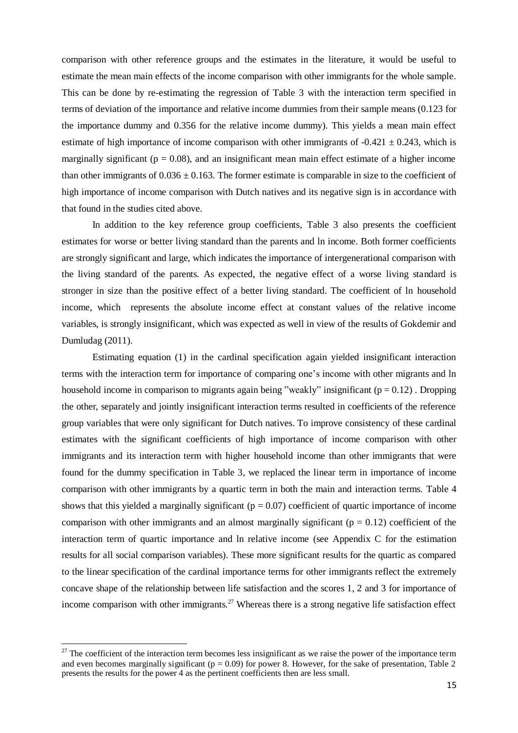comparison with other reference groups and the estimates in the literature, it would be useful to estimate the mean main effects of the income comparison with other immigrants for the whole sample. This can be done by re-estimating the regression of Table 3 with the interaction term specified in terms of deviation of the importance and relative income dummies from their sample means (0.123 for the importance dummy and 0.356 for the relative income dummy). This yields a mean main effect estimate of high importance of income comparison with other immigrants of $-0.421 \pm 0.243$, which is marginally significant ($p = 0.08$), and an insignificant mean main effect estimate of a higher income than other immigrants of $0.036 \pm 0.163$. The former estimate is comparable in size to the coefficient of high importance of income comparison with Dutch natives and its negative sign is in accordance with that found in the studies cited above.

In addition to the key reference group coefficients, Table 3 also presents the coefficient estimates for worse or better living standard than the parents and ln income. Both former coefficients are strongly significant and large, which indicates the importance of intergenerational comparison with the living standard of the parents. As expected, the negative effect of a worse living standard is stronger in size than the positive effect of a better living standard. The coefficient of ln household income, which represents the absolute income effect at constant values of the relative income variables, is strongly insignificant, which was expected as well in view of the results of Gokdemir and Dumludag (2011).

Estimating equation (1) in the cardinal specification again yielded insignificant interaction terms with the interaction term for importance of comparing one's income with other migrants and ln household income in comparison to migrants again being "weakly" insignificant ($p = 0.12$) . Dropping the other, separately and jointly insignificant interaction terms resulted in coefficients of the reference group variables that were only significant for Dutch natives. To improve consistency of these cardinal estimates with the significant coefficients of high importance of income comparison with other immigrants and its interaction term with higher household income than other immigrants that were found for the dummy specification in Table 3, we replaced the linear term in importance of income comparison with other immigrants by a quartic term in both the main and interaction terms. Table 4 shows that this yielded a marginally significant ($p = 0.07$) coefficient of quartic importance of income comparison with other immigrants and an almost marginally significant ($p = 0.12$) coefficient of the interaction term of quartic importance and ln relative income (see Appendix C for the estimation results for all social comparison variables). These more significant results for the quartic as compared to the linear specification of the cardinal importance terms for other immigrants reflect the extremely concave shape of the relationship between life satisfaction and the scores 1, 2 and 3 for importance of income comparison with other immigrants.[27] Whereas there is a strong negative life satisfaction effect

[27] The coefficient of the interaction term becomes less insignificant as we raise the power of the importance term and even becomes marginally significant ($p = 0.09$) for power 8. However, for the sake of presentation, Table 2 presents the results for the power 4 as the pertinent coefficients then are less small.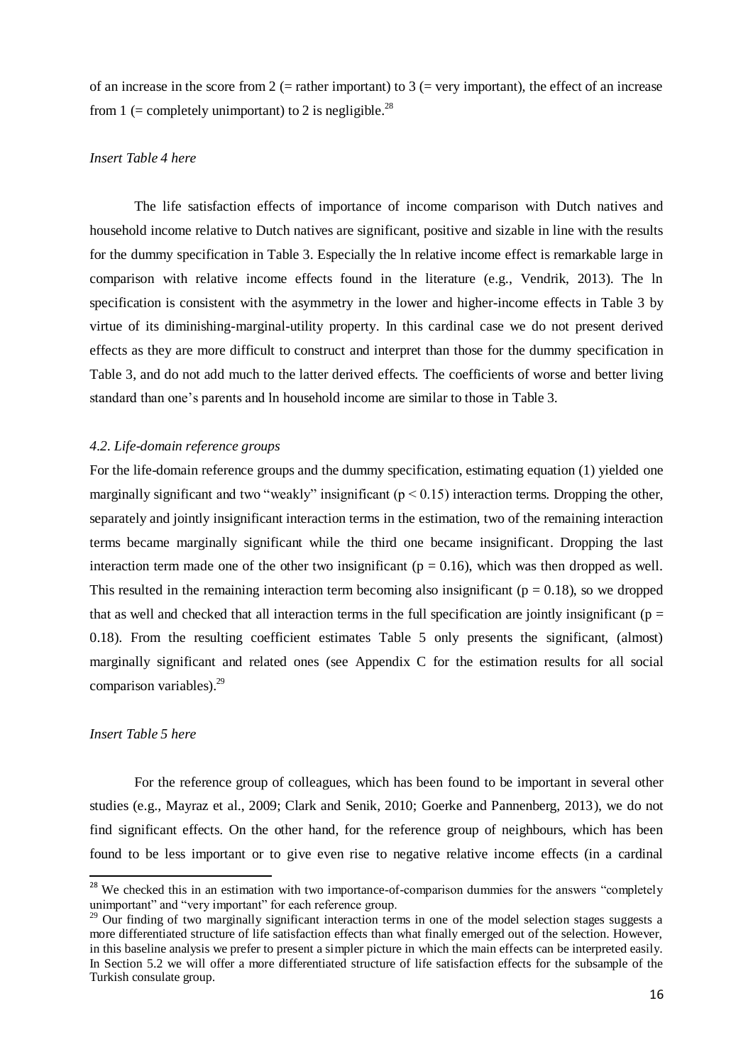of an increase in the score from 2 (= rather important) to 3 (= very important), the effect of an increase from 1 (= completely unimportant) to 2 is negligible.[28]

*Insert Table 4 here*

The life satisfaction effects of importance of income comparison with Dutch natives and household income relative to Dutch natives are significant, positive and sizable in line with the results for the dummy specification in Table 3. Especially the ln relative income effect is remarkable large in comparison with relative income effects found in the literature (e.g., Vendrik, 2013). The ln specification is consistent with the asymmetry in the lower and higher-income effects in Table 3 by virtue of its diminishing-marginal-utility property. In this cardinal case we do not present derived effects as they are more difficult to construct and interpret than those for the dummy specification in Table 3, and do not add much to the latter derived effects. The coefficients of worse and better living standard than one's parents and ln household income are similar to those in Table 3.

### *4.2. Life-domain reference groups*

For the life-domain reference groups and the dummy specification, estimating equation (1) yielded one marginally significant and two "weakly" insignificant ($p < 0.15$) interaction terms. Dropping the other, separately and jointly insignificant interaction terms in the estimation, two of the remaining interaction terms became marginally significant while the third one became insignificant. Dropping the last interaction term made one of the other two insignificant ($p = 0.16$), which was then dropped as well. This resulted in the remaining interaction term becoming also insignificant ($p = 0.18$), so we dropped that as well and checked that all interaction terms in the full specification are jointly insignificant ($p = 0.18$). From the resulting coefficient estimates Table 5 only presents the significant, (almost) marginally significant and related ones (see Appendix C for the estimation results for all social comparison variables).[29]

*Insert Table 5 here*

For the reference group of colleagues, which has been found to be important in several other studies (e.g., Mayraz et al., 2009; Clark and Senik, 2010; Goerke and Pannenberg, 2013), we do not find significant effects. On the other hand, for the reference group of neighbours, which has been found to be less important or to give even rise to negative relative income effects (in a cardinal

[28] We checked this in an estimation with two importance-of-comparison dummies for the answers "completely unimportant" and "very important" for each reference group.

[29] Our finding of two marginally significant interaction terms in one of the model selection stages suggests a more differentiated structure of life satisfaction effects than what finally emerged out of the selection. However, in this baseline analysis we prefer to present a simpler picture in which the main effects can be interpreted easily. In Section 5.2 we will offer a more differentiated structure of life satisfaction effects for the subsample of the Turkish consulate group.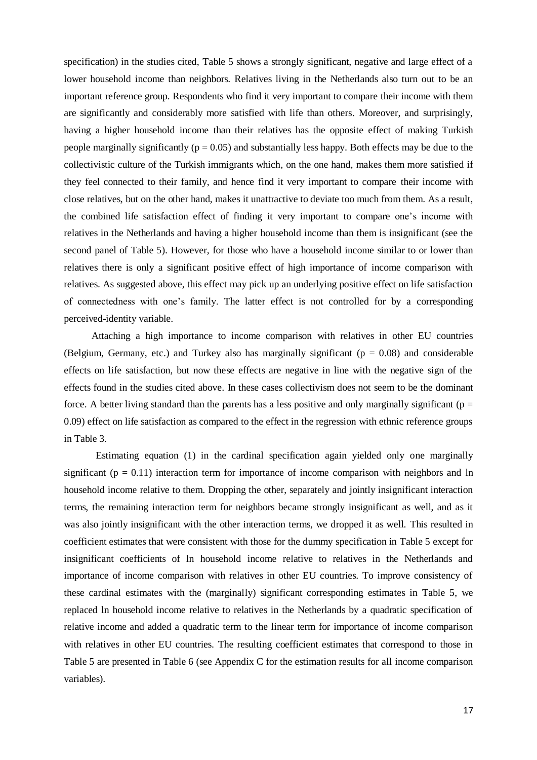specification) in the studies cited, Table 5 shows a strongly significant, negative and large effect of a lower household income than neighbors. Relatives living in the Netherlands also turn out to be an important reference group. Respondents who find it very important to compare their income with them are significantly and considerably more satisfied with life than others. Moreover, and surprisingly, having a higher household income than their relatives has the opposite effect of making Turkish people marginally significantly ($p = 0.05$) and substantially less happy. Both effects may be due to the collectivistic culture of the Turkish immigrants which, on the one hand, makes them more satisfied if they feel connected to their family, and hence find it very important to compare their income with close relatives, but on the other hand, makes it unattractive to deviate too much from them. As a result, the combined life satisfaction effect of finding it very important to compare one's income with relatives in the Netherlands and having a higher household income than them is insignificant (see the second panel of Table 5). However, for those who have a household income similar to or lower than relatives there is only a significant positive effect of high importance of income comparison with relatives. As suggested above, this effect may pick up an underlying positive effect on life satisfaction of connectedness with one's family. The latter effect is not controlled for by a corresponding perceived-identity variable.

Attaching a high importance to income comparison with relatives in other EU countries (Belgium, Germany, etc.) and Turkey also has marginally significant ($p = 0.08$) and considerable effects on life satisfaction, but now these effects are negative in line with the negative sign of the effects found in the studies cited above. In these cases collectivism does not seem to be the dominant force. A better living standard than the parents has a less positive and only marginally significant ($p = 0.09$) effect on life satisfaction as compared to the effect in the regression with ethnic reference groups in Table 3.

Estimating equation (1) in the cardinal specification again yielded only one marginally significant ($p = 0.11$) interaction term for importance of income comparison with neighbors and ln household income relative to them. Dropping the other, separately and jointly insignificant interaction terms, the remaining interaction term for neighbors became strongly insignificant as well, and as it was also jointly insignificant with the other interaction terms, we dropped it as well. This resulted in coefficient estimates that were consistent with those for the dummy specification in Table 5 except for insignificant coefficients of ln household income relative to relatives in the Netherlands and importance of income comparison with relatives in other EU countries. To improve consistency of these cardinal estimates with the (marginally) significant corresponding estimates in Table 5, we replaced ln household income relative to relatives in the Netherlands by a quadratic specification of relative income and added a quadratic term to the linear term for importance of income comparison with relatives in other EU countries. The resulting coefficient estimates that correspond to those in Table 5 are presented in Table 6 (see Appendix C for the estimation results for all income comparison variables).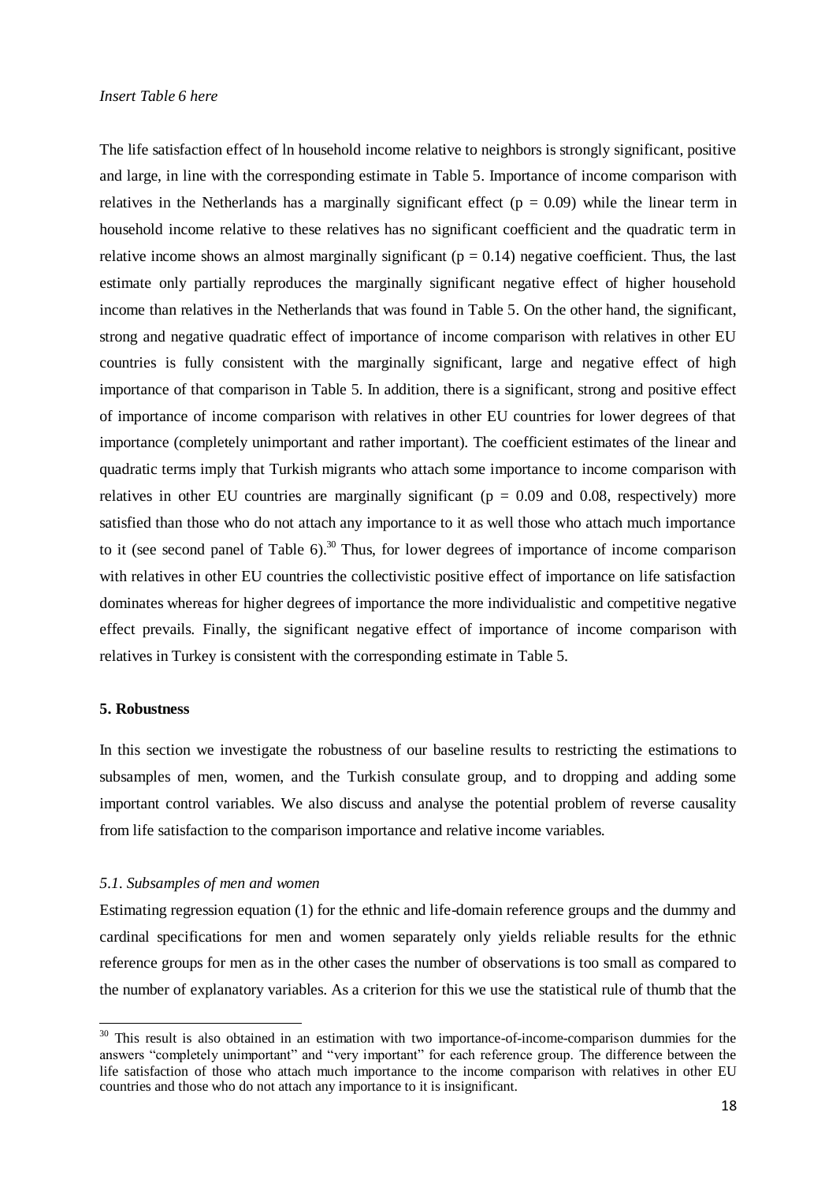*Insert Table 6 here*

The life satisfaction effect of ln household income relative to neighbors is strongly significant, positive and large, in line with the corresponding estimate in Table 5. Importance of income comparison with relatives in the Netherlands has a marginally significant effect ($p = 0.09$) while the linear term in household income relative to these relatives has no significant coefficient and the quadratic term in relative income shows an almost marginally significant ($p = 0.14$) negative coefficient. Thus, the last estimate only partially reproduces the marginally significant negative effect of higher household income than relatives in the Netherlands that was found in Table 5. On the other hand, the significant, strong and negative quadratic effect of importance of income comparison with relatives in other EU countries is fully consistent with the marginally significant, large and negative effect of high importance of that comparison in Table 5. In addition, there is a significant, strong and positive effect of importance of income comparison with relatives in other EU countries for lower degrees of that importance (completely unimportant and rather important). The coefficient estimates of the linear and quadratic terms imply that Turkish migrants who attach some importance to income comparison with relatives in other EU countries are marginally significant ($p = 0.09$ and $0.08$, respectively) more satisfied than those who do not attach any importance to it as well those who attach much importance to it (see second panel of Table 6).[30] Thus, for lower degrees of importance of income comparison with relatives in other EU countries the collectivistic positive effect of importance on life satisfaction dominates whereas for higher degrees of importance the more individualistic and competitive negative effect prevails. Finally, the significant negative effect of importance of income comparison with relatives in Turkey is consistent with the corresponding estimate in Table 5.

## 5. Robustness

In this section we investigate the robustness of our baseline results to restricting the estimations to subsamples of men, women, and the Turkish consulate group, and to dropping and adding some important control variables. We also discuss and analyse the potential problem of reverse causality from life satisfaction to the comparison importance and relative income variables.

### *5.1. Subsamples of men and women*

Estimating regression equation (1) for the ethnic and life-domain reference groups and the dummy and cardinal specifications for men and women separately only yields reliable results for the ethnic reference groups for men as in the other cases the number of observations is too small as compared to the number of explanatory variables. As a criterion for this we use the statistical rule of thumb that the

---

[30] This result is also obtained in an estimation with two importance-of-income-comparison dummies for the answers "completely unimportant" and "very important" for each reference group. The difference between the life satisfaction of those who attach much importance to the income comparison with relatives in other EU countries and those who do not attach any importance to it is insignificant.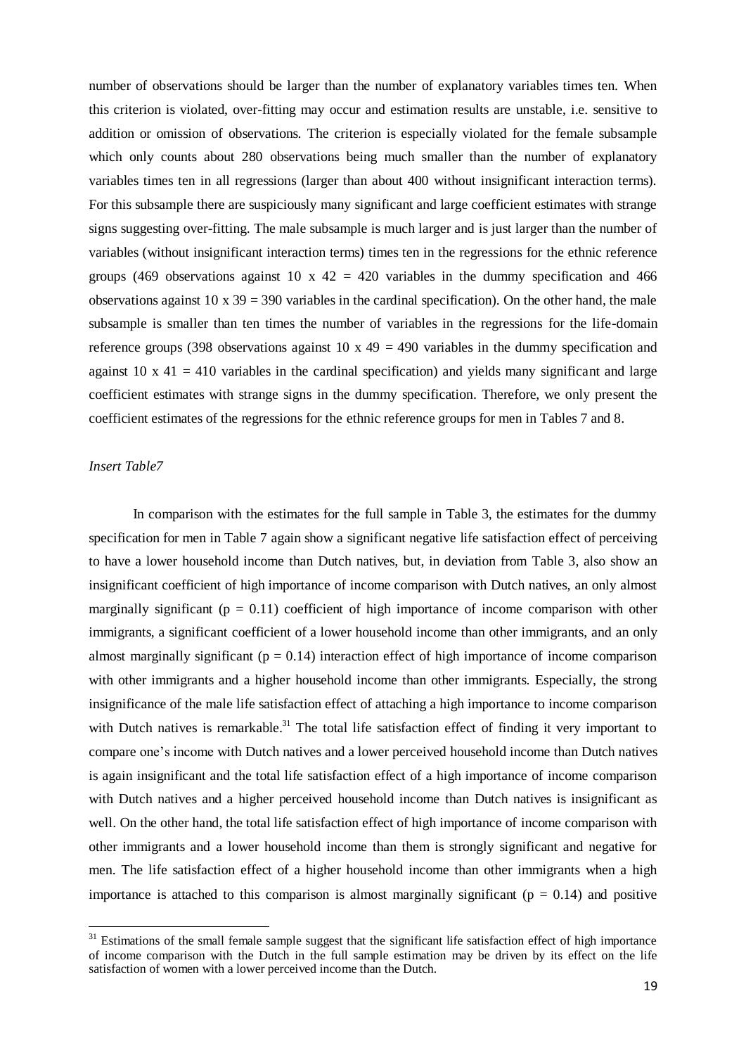number of observations should be larger than the number of explanatory variables times ten. When this criterion is violated, over-fitting may occur and estimation results are unstable, i.e. sensitive to addition or omission of observations. The criterion is especially violated for the female subsample which only counts about 280 observations being much smaller than the number of explanatory variables times ten in all regressions (larger than about 400 without insignificant interaction terms). For this subsample there are suspiciously many significant and large coefficient estimates with strange signs suggesting over-fitting. The male subsample is much larger and is just larger than the number of variables (without insignificant interaction terms) times ten in the regressions for the ethnic reference groups (469 observations against 10 x 42 = 420 variables in the dummy specification and 466 observations against 10 x 39 = 390 variables in the cardinal specification). On the other hand, the male subsample is smaller than ten times the number of variables in the regressions for the life-domain reference groups (398 observations against 10 x 49 = 490 variables in the dummy specification and against 10 x 41 = 410 variables in the cardinal specification) and yields many significant and large coefficient estimates with strange signs in the dummy specification. Therefore, we only present the coefficient estimates of the regressions for the ethnic reference groups for men in Tables 7 and 8.

*Insert Table7*

In comparison with the estimates for the full sample in Table 3, the estimates for the dummy specification for men in Table 7 again show a significant negative life satisfaction effect of perceiving to have a lower household income than Dutch natives, but, in deviation from Table 3, also show an insignificant coefficient of high importance of income comparison with Dutch natives, an only almost marginally significant ($p = 0.11$) coefficient of high importance of income comparison with other immigrants, a significant coefficient of a lower household income than other immigrants, and an only almost marginally significant ($p = 0.14$) interaction effect of high importance of income comparison with other immigrants and a higher household income than other immigrants. Especially, the strong insignificance of the male life satisfaction effect of attaching a high importance to income comparison with Dutch natives is remarkable.[31] The total life satisfaction effect of finding it very important to compare one's income with Dutch natives and a lower perceived household income than Dutch natives is again insignificant and the total life satisfaction effect of a high importance of income comparison with Dutch natives and a higher perceived household income than Dutch natives is insignificant as well. On the other hand, the total life satisfaction effect of high importance of income comparison with other immigrants and a lower household income than them is strongly significant and negative for men. The life satisfaction effect of a higher household income than other immigrants when a high importance is attached to this comparison is almost marginally significant ($p = 0.14$) and positive

[31] Estimations of the small female sample suggest that the significant life satisfaction effect of high importance of income comparison with the Dutch in the full sample estimation may be driven by its effect on the life satisfaction of women with a lower perceived income than the Dutch.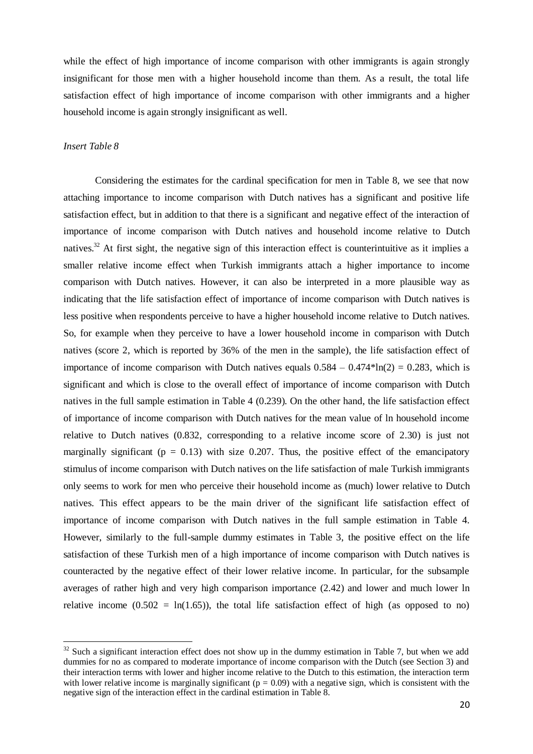while the effect of high importance of income comparison with other immigrants is again strongly insignificant for those men with a higher household income than them. As a result, the total life satisfaction effect of high importance of income comparison with other immigrants and a higher household income is again strongly insignificant as well.

*Insert Table 8*

Considering the estimates for the cardinal specification for men in Table 8, we see that now attaching importance to income comparison with Dutch natives has a significant and positive life satisfaction effect, but in addition to that there is a significant and negative effect of the interaction of importance of income comparison with Dutch natives and household income relative to Dutch natives.[32] At first sight, the negative sign of this interaction effect is counterintuitive as it implies a smaller relative income effect when Turkish immigrants attach a higher importance to income comparison with Dutch natives. However, it can also be interpreted in a more plausible way as indicating that the life satisfaction effect of importance of income comparison with Dutch natives is less positive when respondents perceive to have a higher household income relative to Dutch natives. So, for example when they perceive to have a lower household income in comparison with Dutch natives (score 2, which is reported by 36% of the men in the sample), the life satisfaction effect of importance of income comparison with Dutch natives equals $0.584 - 0.474 * \ln(2) = 0.283$, which is significant and which is close to the overall effect of importance of income comparison with Dutch natives in the full sample estimation in Table 4 (0.239). On the other hand, the life satisfaction effect of importance of income comparison with Dutch natives for the mean value of ln household income relative to Dutch natives (0.832, corresponding to a relative income score of 2.30) is just not marginally significant ($p = 0.13$) with size 0.207. Thus, the positive effect of the emancipatory stimulus of income comparison with Dutch natives on the life satisfaction of male Turkish immigrants only seems to work for men who perceive their household income as (much) lower relative to Dutch natives. This effect appears to be the main driver of the significant life satisfaction effect of importance of income comparison with Dutch natives in the full sample estimation in Table 4. However, similarly to the full-sample dummy estimates in Table 3, the positive effect on the life satisfaction of these Turkish men of a high importance of income comparison with Dutch natives is counteracted by the negative effect of their lower relative income. In particular, for the subsample averages of rather high and very high comparison importance (2.42) and lower and much lower ln relative income ($0.502 = \ln(1.65)$), the total life satisfaction effect of high (as opposed to no)

[32] Such a significant interaction effect does not show up in the dummy estimation in Table 7, but when we add dummies for no as compared to moderate importance of income comparison with the Dutch (see Section 3) and their interaction terms with lower and higher income relative to the Dutch to this estimation, the interaction term with lower relative income is marginally significant ($p = 0.09$) with a negative sign, which is consistent with the negative sign of the interaction effect in the cardinal estimation in Table 8.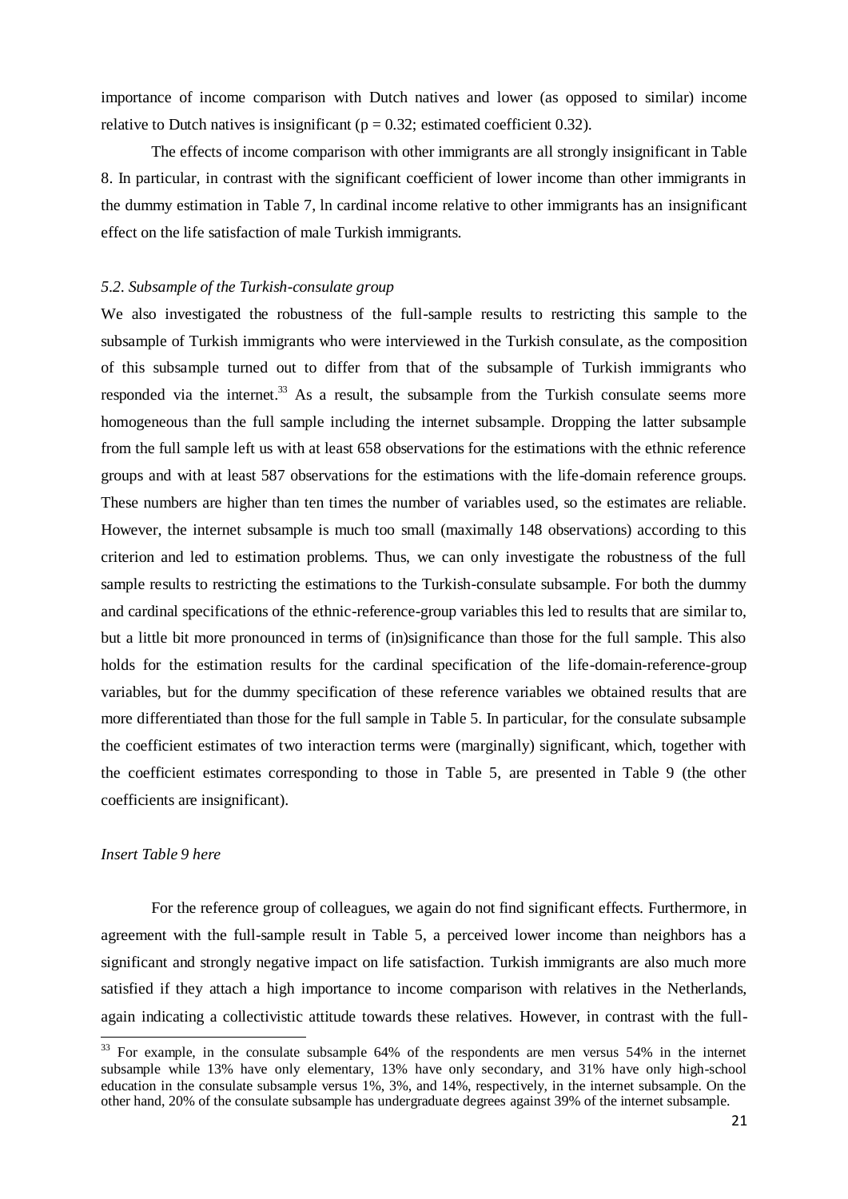importance of income comparison with Dutch natives and lower (as opposed to similar) income relative to Dutch natives is insignificant ($p = 0.32$; estimated coefficient 0.32).

The effects of income comparison with other immigrants are all strongly insignificant in Table 8. In particular, in contrast with the significant coefficient of lower income than other immigrants in the dummy estimation in Table 7, ln cardinal income relative to other immigrants has an insignificant effect on the life satisfaction of male Turkish immigrants.

### *5.2. Subsample of the Turkish-consulate group*

We also investigated the robustness of the full-sample results to restricting this sample to the subsample of Turkish immigrants who were interviewed in the Turkish consulate, as the composition of this subsample turned out to differ from that of the subsample of Turkish immigrants who responded via the internet.[33] As a result, the subsample from the Turkish consulate seems more homogeneous than the full sample including the internet subsample. Dropping the latter subsample from the full sample left us with at least 658 observations for the estimations with the ethnic reference groups and with at least 587 observations for the estimations with the life-domain reference groups. These numbers are higher than ten times the number of variables used, so the estimates are reliable. However, the internet subsample is much too small (maximally 148 observations) according to this criterion and led to estimation problems. Thus, we can only investigate the robustness of the full sample results to restricting the estimations to the Turkish-consulate subsample. For both the dummy and cardinal specifications of the ethnic-reference-group variables this led to results that are similar to, but a little bit more pronounced in terms of (in)significance than those for the full sample. This also holds for the estimation results for the cardinal specification of the life-domain-reference-group variables, but for the dummy specification of these reference variables we obtained results that are more differentiated than those for the full sample in Table 5. In particular, for the consulate subsample the coefficient estimates of two interaction terms were (marginally) significant, which, together with the coefficient estimates corresponding to those in Table 5, are presented in Table 9 (the other coefficients are insignificant).

*Insert Table 9 here*

For the reference group of colleagues, we again do not find significant effects. Furthermore, in agreement with the full-sample result in Table 5, a perceived lower income than neighbors has a significant and strongly negative impact on life satisfaction. Turkish immigrants are also much more satisfied if they attach a high importance to income comparison with relatives in the Netherlands, again indicating a collectivistic attitude towards these relatives. However, in contrast with the full-

[33] For example, in the consulate subsample 64% of the respondents are men versus 54% in the internet subsample while 13% have only elementary, 13% have only secondary, and 31% have only high-school education in the consulate subsample versus 1%, 3%, and 14%, respectively, in the internet subsample. On the other hand, 20% of the consulate subsample has undergraduate degrees against 39% of the internet subsample.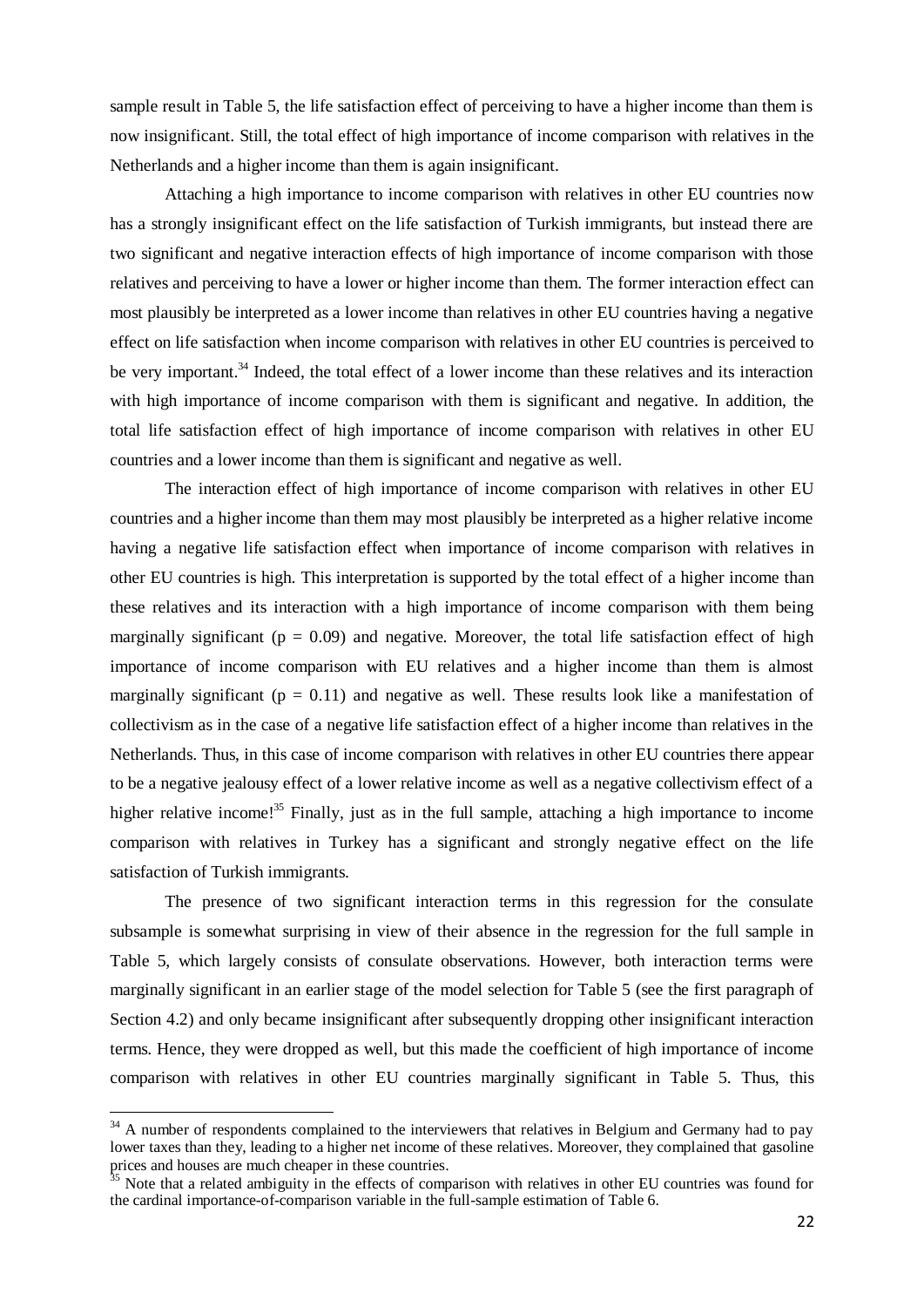sample result in Table 5, the life satisfaction effect of perceiving to have a higher income than them is now insignificant. Still, the total effect of high importance of income comparison with relatives in the Netherlands and a higher income than them is again insignificant.

Attaching a high importance to income comparison with relatives in other EU countries now has a strongly insignificant effect on the life satisfaction of Turkish immigrants, but instead there are two significant and negative interaction effects of high importance of income comparison with those relatives and perceiving to have a lower or higher income than them. The former interaction effect can most plausibly be interpreted as a lower income than relatives in other EU countries having a negative effect on life satisfaction when income comparison with relatives in other EU countries is perceived to be very important.[34] Indeed, the total effect of a lower income than these relatives and its interaction with high importance of income comparison with them is significant and negative. In addition, the total life satisfaction effect of high importance of income comparison with relatives in other EU countries and a lower income than them is significant and negative as well.

The interaction effect of high importance of income comparison with relatives in other EU countries and a higher income than them may most plausibly be interpreted as a higher relative income having a negative life satisfaction effect when importance of income comparison with relatives in other EU countries is high. This interpretation is supported by the total effect of a higher income than these relatives and its interaction with a high importance of income comparison with them being marginally significant ($p = 0.09$) and negative. Moreover, the total life satisfaction effect of high importance of income comparison with EU relatives and a higher income than them is almost marginally significant ($p = 0.11$) and negative as well. These results look like a manifestation of collectivism as in the case of a negative life satisfaction effect of a higher income than relatives in the Netherlands. Thus, in this case of income comparison with relatives in other EU countries there appear to be a negative jealousy effect of a lower relative income as well as a negative collectivism effect of a higher relative income![35] Finally, just as in the full sample, attaching a high importance to income comparison with relatives in Turkey has a significant and strongly negative effect on the life satisfaction of Turkish immigrants.

The presence of two significant interaction terms in this regression for the consulate subsample is somewhat surprising in view of their absence in the regression for the full sample in Table 5, which largely consists of consulate observations. However, both interaction terms were marginally significant in an earlier stage of the model selection for Table 5 (see the first paragraph of Section 4.2) and only became insignificant after subsequently dropping other insignificant interaction terms. Hence, they were dropped as well, but this made the coefficient of high importance of income comparison with relatives in other EU countries marginally significant in Table 5. Thus, this

[34] A number of respondents complained to the interviewers that relatives in Belgium and Germany had to pay lower taxes than they, leading to a higher net income of these relatives. Moreover, they complained that gasoline prices and houses are much cheaper in these countries.

[35] Note that a related ambiguity in the effects of comparison with relatives in other EU countries was found for the cardinal importance-of-comparison variable in the full-sample estimation of Table 6.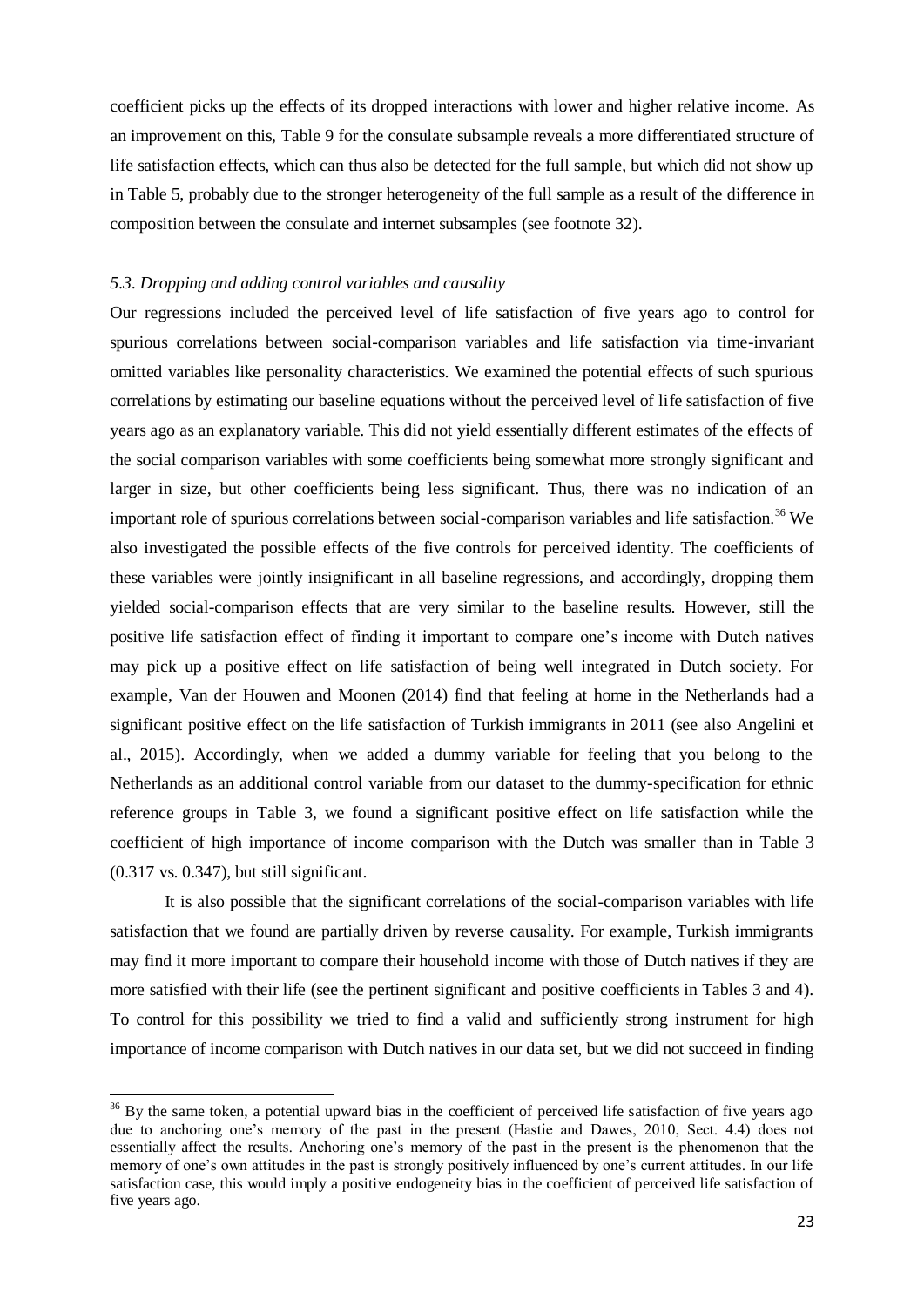coefficient picks up the effects of its dropped interactions with lower and higher relative income. As an improvement on this, Table 9 for the consulate subsample reveals a more differentiated structure of life satisfaction effects, which can thus also be detected for the full sample, but which did not show up in Table 5, probably due to the stronger heterogeneity of the full sample as a result of the difference in composition between the consulate and internet subsamples (see footnote 32).

### *5.3. Dropping and adding control variables and causality*

Our regressions included the perceived level of life satisfaction of five years ago to control for spurious correlations between social-comparison variables and life satisfaction via time-invariant omitted variables like personality characteristics. We examined the potential effects of such spurious correlations by estimating our baseline equations without the perceived level of life satisfaction of five years ago as an explanatory variable. This did not yield essentially different estimates of the effects of the social comparison variables with some coefficients being somewhat more strongly significant and larger in size, but other coefficients being less significant. Thus, there was no indication of an important role of spurious correlations between social-comparison variables and life satisfaction.[36] We also investigated the possible effects of the five controls for perceived identity. The coefficients of these variables were jointly insignificant in all baseline regressions, and accordingly, dropping them yielded social-comparison effects that are very similar to the baseline results. However, still the positive life satisfaction effect of finding it important to compare one's income with Dutch natives may pick up a positive effect on life satisfaction of being well integrated in Dutch society. For example, Van der Houwen and Moonen (2014) find that feeling at home in the Netherlands had a significant positive effect on the life satisfaction of Turkish immigrants in 2011 (see also Angelini et al., 2015). Accordingly, when we added a dummy variable for feeling that you belong to the Netherlands as an additional control variable from our dataset to the dummy-specification for ethnic reference groups in Table 3, we found a significant positive effect on life satisfaction while the coefficient of high importance of income comparison with the Dutch was smaller than in Table 3 (0.317 vs. 0.347), but still significant.

It is also possible that the significant correlations of the social-comparison variables with life satisfaction that we found are partially driven by reverse causality. For example, Turkish immigrants may find it more important to compare their household income with those of Dutch natives if they are more satisfied with their life (see the pertinent significant and positive coefficients in Tables 3 and 4). To control for this possibility we tried to find a valid and sufficiently strong instrument for high importance of income comparison with Dutch natives in our data set, but we did not succeed in finding

---

[36] By the same token, a potential upward bias in the coefficient of perceived life satisfaction of five years ago due to anchoring one's memory of the past in the present (Hastie and Dawes, 2010, Sect. 4.4) does not essentially affect the results. Anchoring one's memory of the past in the present is the phenomenon that the memory of one's own attitudes in the past is strongly positively influenced by one's current attitudes. In our life satisfaction case, this would imply a positive endogeneity bias in the coefficient of perceived life satisfaction of five years ago.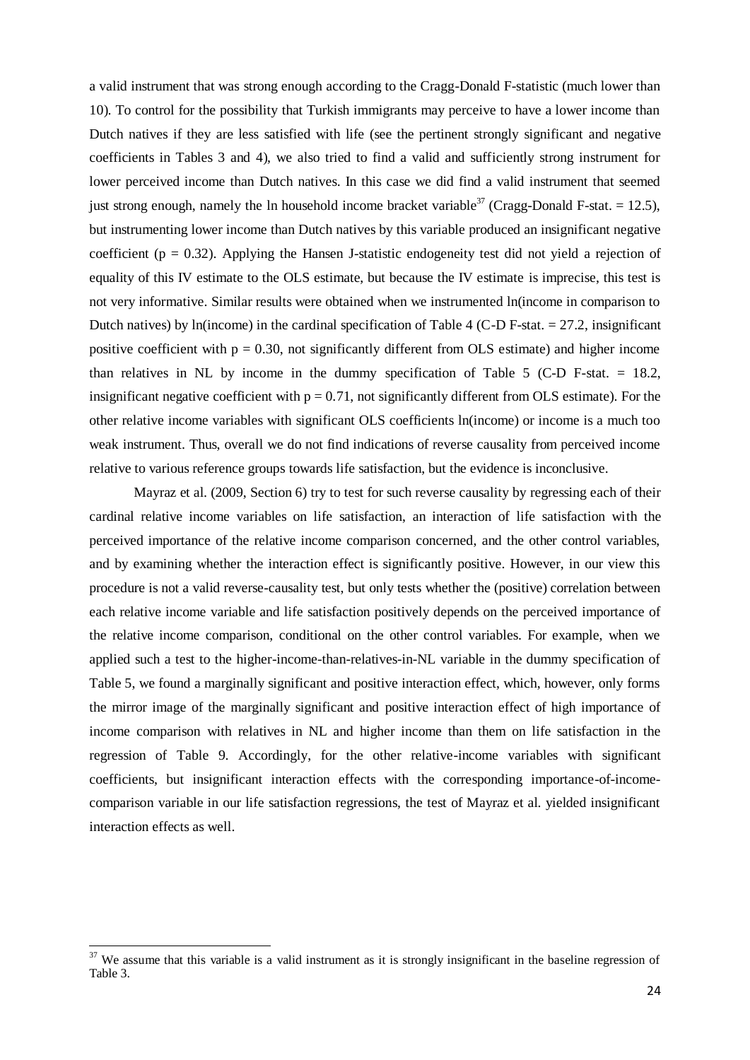a valid instrument that was strong enough according to the Cragg-Donald F-statistic (much lower than 10). To control for the possibility that Turkish immigrants may perceive to have a lower income than Dutch natives if they are less satisfied with life (see the pertinent strongly significant and negative coefficients in Tables 3 and 4), we also tried to find a valid and sufficiently strong instrument for lower perceived income than Dutch natives. In this case we did find a valid instrument that seemed just strong enough, namely the ln household income bracket variable[37] (Cragg-Donald F-stat. = 12.5), but instrumenting lower income than Dutch natives by this variable produced an insignificant negative coefficient ($p = 0.32$). Applying the Hansen J-statistic endogeneity test did not yield a rejection of equality of this IV estimate to the OLS estimate, but because the IV estimate is imprecise, this test is not very informative. Similar results were obtained when we instrumented ln(income in comparison to Dutch natives) by ln(income) in the cardinal specification of Table 4 (C-D F-stat. = 27.2, insignificant positive coefficient with $p = 0.30$, not significantly different from OLS estimate) and higher income than relatives in NL by income in the dummy specification of Table 5 (C-D F-stat. = 18.2, insignificant negative coefficient with $p = 0.71$, not significantly different from OLS estimate). For the other relative income variables with significant OLS coefficients ln(income) or income is a much too weak instrument. Thus, overall we do not find indications of reverse causality from perceived income relative to various reference groups towards life satisfaction, but the evidence is inconclusive.

Mayraz et al. (2009, Section 6) try to test for such reverse causality by regressing each of their cardinal relative income variables on life satisfaction, an interaction of life satisfaction with the perceived importance of the relative income comparison concerned, and the other control variables, and by examining whether the interaction effect is significantly positive. However, in our view this procedure is not a valid reverse-causality test, but only tests whether the (positive) correlation between each relative income variable and life satisfaction positively depends on the perceived importance of the relative income comparison, conditional on the other control variables. For example, when we applied such a test to the higher-income-than-relatives-in-NL variable in the dummy specification of Table 5, we found a marginally significant and positive interaction effect, which, however, only forms the mirror image of the marginally significant and positive interaction effect of high importance of income comparison with relatives in NL and higher income than them on life satisfaction in the regression of Table 9. Accordingly, for the other relative-income variables with significant coefficients, but insignificant interaction effects with the corresponding importance-of-income-comparison variable in our life satisfaction regressions, the test of Mayraz et al. yielded insignificant interaction effects as well.

[37] We assume that this variable is a valid instrument as it is strongly insignificant in the baseline regression of Table 3.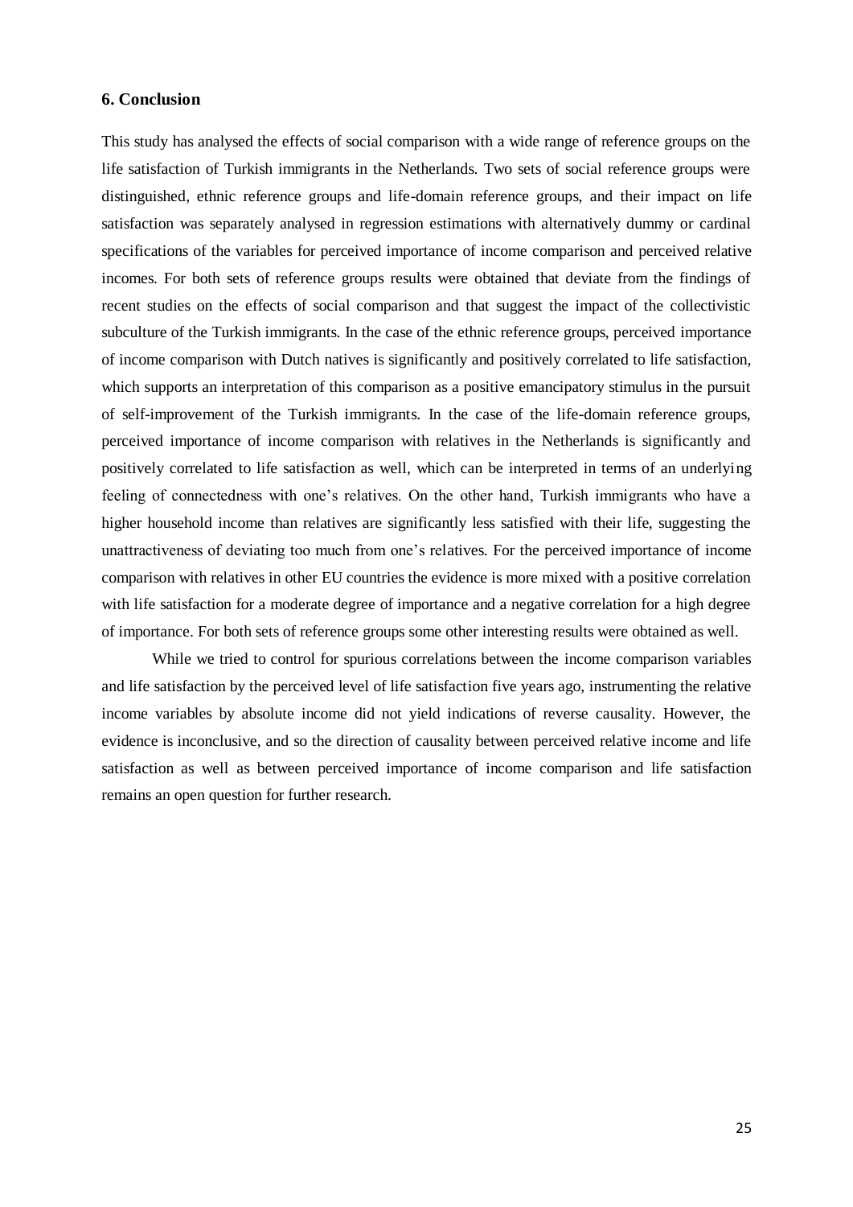## 6. Conclusion

This study has analysed the effects of social comparison with a wide range of reference groups on the life satisfaction of Turkish immigrants in the Netherlands. Two sets of social reference groups were distinguished, ethnic reference groups and life-domain reference groups, and their impact on life satisfaction was separately analysed in regression estimations with alternatively dummy or cardinal specifications of the variables for perceived importance of income comparison and perceived relative incomes. For both sets of reference groups results were obtained that deviate from the findings of recent studies on the effects of social comparison and that suggest the impact of the collectivistic subculture of the Turkish immigrants. In the case of the ethnic reference groups, perceived importance of income comparison with Dutch natives is significantly and positively correlated to life satisfaction, which supports an interpretation of this comparison as a positive emancipatory stimulus in the pursuit of self-improvement of the Turkish immigrants. In the case of the life-domain reference groups, perceived importance of income comparison with relatives in the Netherlands is significantly and positively correlated to life satisfaction as well, which can be interpreted in terms of an underlying feeling of connectedness with one's relatives. On the other hand, Turkish immigrants who have a higher household income than relatives are significantly less satisfied with their life, suggesting the unattractiveness of deviating too much from one's relatives. For the perceived importance of income comparison with relatives in other EU countries the evidence is more mixed with a positive correlation with life satisfaction for a moderate degree of importance and a negative correlation for a high degree of importance. For both sets of reference groups some other interesting results were obtained as well.

While we tried to control for spurious correlations between the income comparison variables and life satisfaction by the perceived level of life satisfaction five years ago, instrumenting the relative income variables by absolute income did not yield indications of reverse causality. However, the evidence is inconclusive, and so the direction of causality between perceived relative income and life satisfaction as well as between perceived importance of income comparison and life satisfaction remains an open question for further research.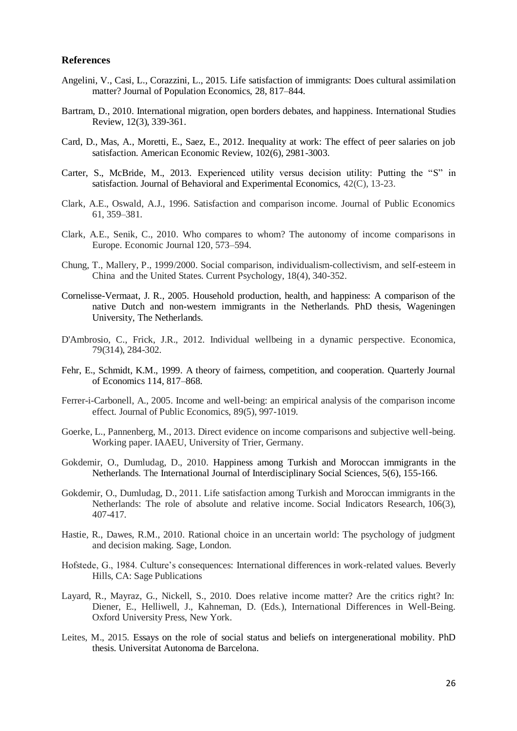## References

Angelini, V., Casi, L., Corazzini, L., 2015. Life satisfaction of immigrants: Does cultural assimilation matter? Journal of Population Economics, 28, 817–844.

Bartram, D., 2010. International migration, open borders debates, and happiness. International Studies Review, 12(3), 339-361.

Card, D., Mas, A., Moretti, E., Saez, E., 2012. Inequality at work: The effect of peer salaries on job satisfaction. American Economic Review, 102(6), 2981-3003.

Carter, S., McBride, M., 2013. Experienced utility versus decision utility: Putting the "S" in satisfaction. Journal of Behavioral and Experimental Economics, 42(C), 13-23.

Clark, A.E., Oswald, A.J., 1996. Satisfaction and comparison income. Journal of Public Economics 61, 359–381.

Clark, A.E., Senik, C., 2010. Who compares to whom? The autonomy of income comparisons in Europe. Economic Journal 120, 573–594.

Chung, T., Mallery, P., 1999/2000. Social comparison, individualism-collectivism, and self-esteem in China and the United States. Current Psychology, 18(4), 340-352.

Cornelisse-Vermaat, J. R., 2005. Household production, health, and happiness: A comparison of the native Dutch and non-western immigrants in the Netherlands. PhD thesis, Wageningen University, The Netherlands.

D'Ambrosio, C., Frick, J.R., 2012. Individual wellbeing in a dynamic perspective. Economica, 79(314), 284-302.

Fehr, E., Schmidt, K.M., 1999. A theory of fairness, competition, and cooperation. Quarterly Journal of Economics 114, 817–868.

Ferrer-i-Carbonell, A., 2005. Income and well-being: an empirical analysis of the comparison income effect. Journal of Public Economics, 89(5), 997-1019.

Goerke, L., Pannenberg, M., 2013. Direct evidence on income comparisons and subjective well-being. Working paper. IAAEU, University of Trier, Germany.

Gokdemir, O., Dumludag, D., 2010. Happiness among Turkish and Moroccan immigrants in the Netherlands. The International Journal of Interdisciplinary Social Sciences, 5(6), 155-166.

Gokdemir, O., Dumludag, D., 2011. Life satisfaction among Turkish and Moroccan immigrants in the Netherlands: The role of absolute and relative income. Social Indicators Research, 106(3), 407-417.

Hastie, R., Dawes, R.M., 2010. Rational choice in an uncertain world: The psychology of judgment and decision making. Sage, London.

Hofstede, G., 1984. Culture's consequences: International differences in work-related values. Beverly Hills, CA: Sage Publications

Layard, R., Mayraz, G., Nickell, S., 2010. Does relative income matter? Are the critics right? In: Diener, E., Helliwell, J., Kahneman, D. (Eds.), International Differences in Well-Being. Oxford University Press, New York.

Leites, M., 2015. Essays on the role of social status and beliefs on intergenerational mobility. PhD thesis. Universitat Autonoma de Barcelona.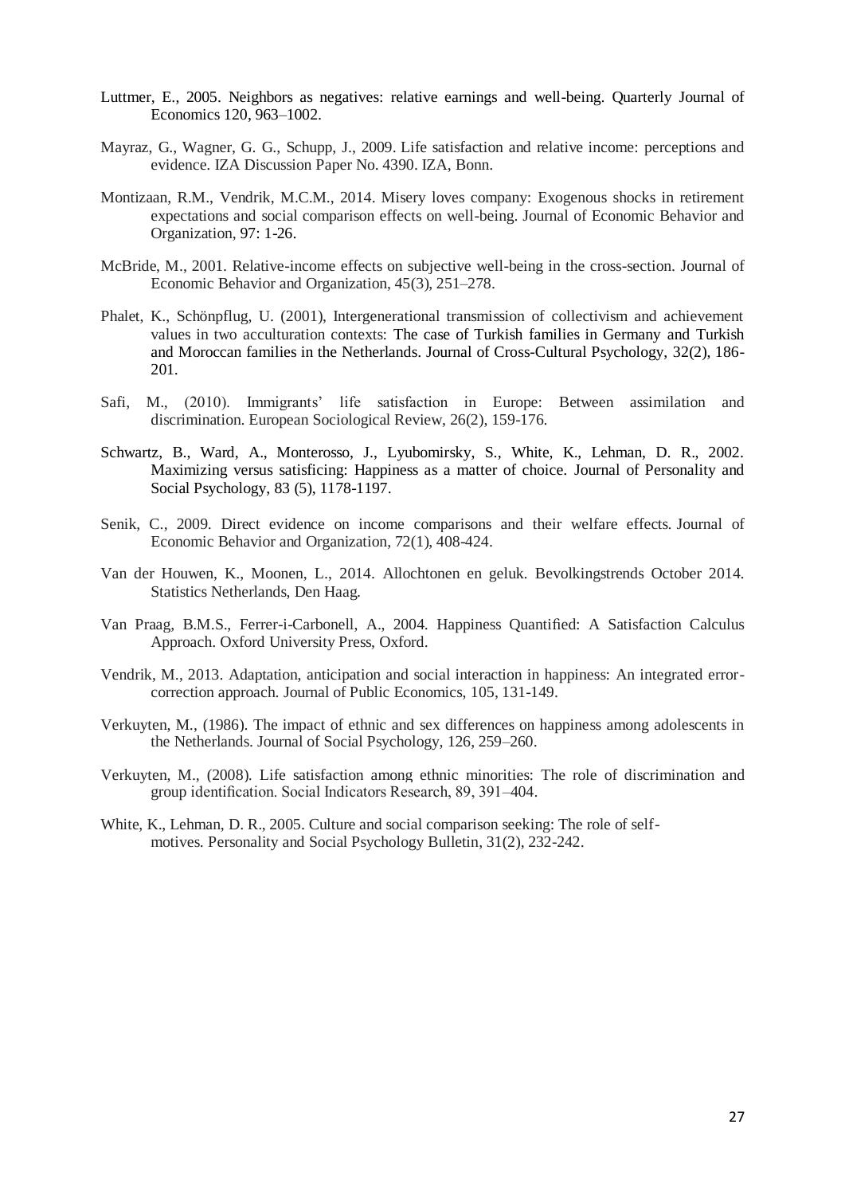Luttmer, E., 2005. Neighbors as negatives: relative earnings and well-being. Quarterly Journal of Economics 120, 963–1002.

Mayraz, G., Wagner, G. G., Schupp, J., 2009. Life satisfaction and relative income: perceptions and evidence. IZA Discussion Paper No. 4390. IZA, Bonn.

Montizaan, R.M., Vendrik, M.C.M., 2014. Misery loves company: Exogenous shocks in retirement expectations and social comparison effects on well-being. Journal of Economic Behavior and Organization, 97: 1-26.

McBride, M., 2001. Relative-income effects on subjective well-being in the cross-section. Journal of Economic Behavior and Organization, 45(3), 251–278.

Phalet, K., Schönpflug, U. (2001), Intergenerational transmission of collectivism and achievement values in two acculturation contexts: The case of Turkish families in Germany and Turkish and Moroccan families in the Netherlands. Journal of Cross-Cultural Psychology, 32(2), 186-201.

Safi, M., (2010). Immigrants' life satisfaction in Europe: Between assimilation and discrimination. European Sociological Review, 26(2), 159-176.

Schwartz, B., Ward, A., Monterosso, J., Lyubomirsky, S., White, K., Lehman, D. R., 2002. Maximizing versus satisficing: Happiness as a matter of choice. Journal of Personality and Social Psychology, 83 (5), 1178-1197.

Senik, C., 2009. Direct evidence on income comparisons and their welfare effects. Journal of Economic Behavior and Organization, 72(1), 408-424.

Van der Houwen, K., Moonen, L., 2014. Allochtonen en geluk. Bevolkingstrends October 2014. Statistics Netherlands, Den Haag.

Van Praag, B.M.S., Ferrer-i-Carbonell, A., 2004. Happiness Quantified: A Satisfaction Calculus Approach. Oxford University Press, Oxford.

Vendrik, M., 2013. Adaptation, anticipation and social interaction in happiness: An integrated error-correction approach. Journal of Public Economics, 105, 131-149.

Verkuyten, M., (1986). The impact of ethnic and sex differences on happiness among adolescents in the Netherlands. Journal of Social Psychology, 126, 259–260.

Verkuyten, M., (2008). Life satisfaction among ethnic minorities: The role of discrimination and group identification. Social Indicators Research, 89, 391–404.

White, K., Lehman, D. R., 2005. Culture and social comparison seeking: The role of self-motives. Personality and Social Psychology Bulletin, 31(2), 232-242.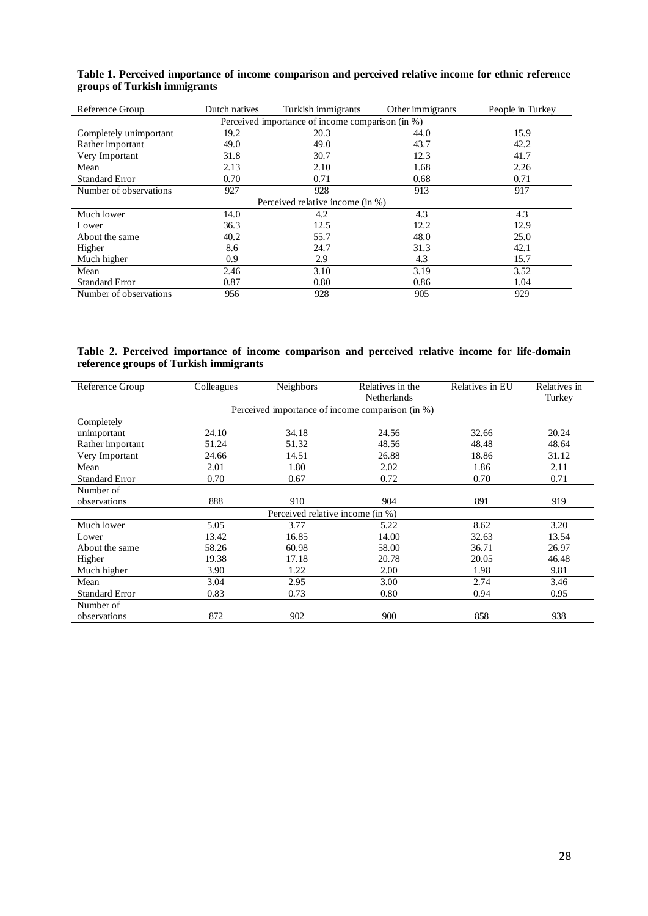**Table 1. Perceived importance of income comparison and perceived relative income for ethnic reference groups of Turkish immigrants**

| Reference Group | Dutch natives | Turkish immigrants | Other immigrants | People in Turkey |
|---|---|---|---|---|
| Perceived importance of income comparison (in %) | | | | |
| Completely unimportant | 19.2 | 20.3 | 44.0 | 15.9 |
| Rather important | 49.0 | 49.0 | 43.7 | 42.2 |
| Very Important | 31.8 | 30.7 | 12.3 | 41.7 |
| Mean | 2.13 | 2.10 | 1.68 | 2.26 |
| Standard Error | 0.70 | 0.71 | 0.68 | 0.71 |
| Number of observations | 927 | 928 | 913 | 917 |
| Perceived relative income (in %) | | | | |
| Much lower | 14.0 | 4.2 | 4.3 | 4.3 |
| Lower | 36.3 | 12.5 | 12.2 | 12.9 |
| About the same | 40.2 | 55.7 | 48.0 | 25.0 |
| Higher | 8.6 | 24.7 | 31.3 | 42.1 |
| Much higher | 0.9 | 2.9 | 4.3 | 15.7 |
| Mean | 2.46 | 3.10 | 3.19 | 3.52 |
| Standard Error | 0.87 | 0.80 | 0.86 | 1.04 |
| Number of observations | 956 | 928 | 905 | 929 |

**Table 2. Perceived importance of income comparison and perceived relative income for life-domain reference groups of Turkish immigrants**

| Reference Group | Colleagues | Neighbors | Relatives in the Netherlands | Relatives in EU | Relatives in Turkey |
|---|---|---|---|---|---|
| Perceived importance of income comparison (in %) | | | | | |
| Completely unimportant | 24.10 | 34.18 | 24.56 | 32.66 | 20.24 |
| Rather important | 51.24 | 51.32 | 48.56 | 48.48 | 48.64 |
| Very Important | 24.66 | 14.51 | 26.88 | 18.86 | 31.12 |
| Mean | 2.01 | 1.80 | 2.02 | 1.86 | 2.11 |
| Standard Error | 0.70 | 0.67 | 0.72 | 0.70 | 0.71 |
| Number of observations | 888 | 910 | 904 | 891 | 919 |
| Perceived relative income (in %) | | | | | |
| Much lower | 5.05 | 3.77 | 5.22 | 8.62 | 3.20 |
| Lower | 13.42 | 16.85 | 14.00 | 32.63 | 13.54 |
| About the same | 58.26 | 60.98 | 58.00 | 36.71 | 26.97 |
| Higher | 19.38 | 17.18 | 20.78 | 20.05 | 46.48 |
| Much higher | 3.90 | 1.22 | 2.00 | 1.98 | 9.81 |
| Mean | 3.04 | 2.95 | 3.00 | 2.74 | 3.46 |
| Standard Error | 0.83 | 0.73 | 0.80 | 0.94 | 0.95 |
| Number of observations | 872 | 902 | 900 | 858 | 938 |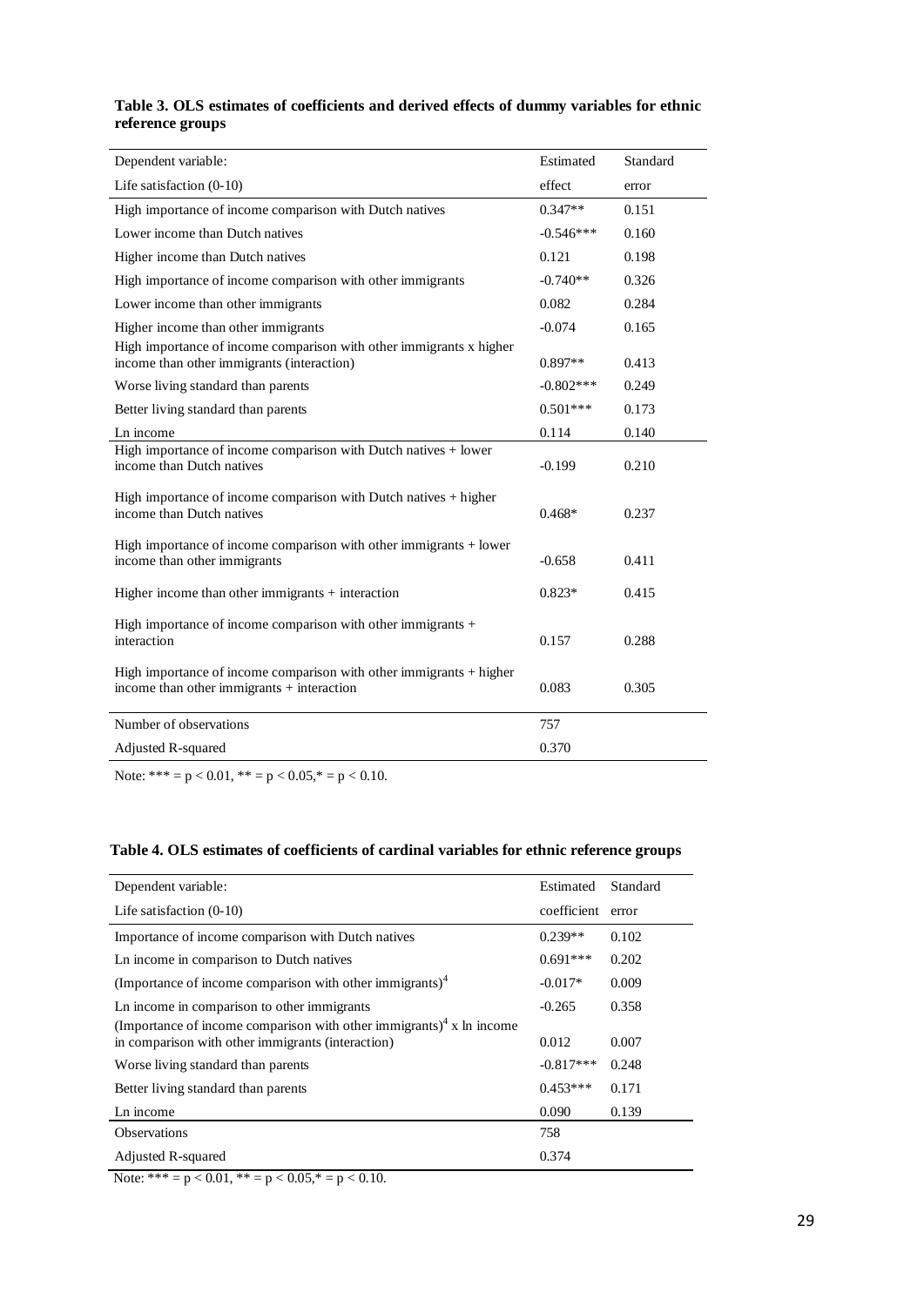**Table 3. OLS estimates of coefficients and derived effects of dummy variables for ethnic reference groups**

| Dependent variable: Life satisfaction (0-10) | Estimated effect | Standard error |
|---|---|---|
| High importance of income comparison with Dutch natives | 0.347** | 0.151 |
| Lower income than Dutch natives | -0.546*** | 0.160 |
| Higher income than Dutch natives | 0.121 | 0.198 |
| High importance of income comparison with other immigrants | -0.740** | 0.326 |
| Lower income than other immigrants | 0.082 | 0.284 |
| Higher income than other immigrants | -0.074 | 0.165 |
| High importance of income comparison with other immigrants x higher income than other immigrants (interaction) | 0.897** | 0.413 |
| Worse living standard than parents | -0.802*** | 0.249 |
| Better living standard than parents | 0.501*** | 0.173 |
| Ln income | 0.114 | 0.140 |
| High importance of income comparison with Dutch natives + lower income than Dutch natives | -0.199 | 0.210 |
| High importance of income comparison with Dutch natives + higher income than Dutch natives | 0.468* | 0.237 |
| High importance of income comparison with other immigrants + lower income than other immigrants | -0.658 | 0.411 |
| Higher income than other immigrants + interaction | 0.823* | 0.415 |
| High importance of income comparison with other immigrants + interaction | 0.157 | 0.288 |
| High importance of income comparison with other immigrants + higher income than other immigrants + interaction | 0.083 | 0.305 |
| Number of observations | 757 | |
| Adjusted R-squared | 0.370 | |

Note: *** = $p < 0.01$, ** = $p < 0.05$, * = $p < 0.10$.

**Table 4. OLS estimates of coefficients of cardinal variables for ethnic reference groups**

| Dependent variable: Life satisfaction (0-10) | Estimated coefficient | Standard error |
|---|---|---|
| Importance of income comparison with Dutch natives | 0.239** | 0.102 |
| Ln income in comparison to Dutch natives | 0.691*** | 0.202 |
| (Importance of income comparison with other immigrants)$^4$ | -0.017* | 0.009 |
| Ln income in comparison to other immigrants | -0.265 | 0.358 |
| (Importance of income comparison with other immigrants)$^4$ x ln income in comparison with other immigrants (interaction) | 0.012 | 0.007 |
| Worse living standard than parents | -0.817*** | 0.248 |
| Better living standard than parents | 0.453*** | 0.171 |
| Ln income | 0.090 | 0.139 |
| Observations | 758 | |
| Adjusted R-squared | 0.374 | |

Note: *** = $p < 0.01$, ** = $p < 0.05$, * = $p < 0.10$.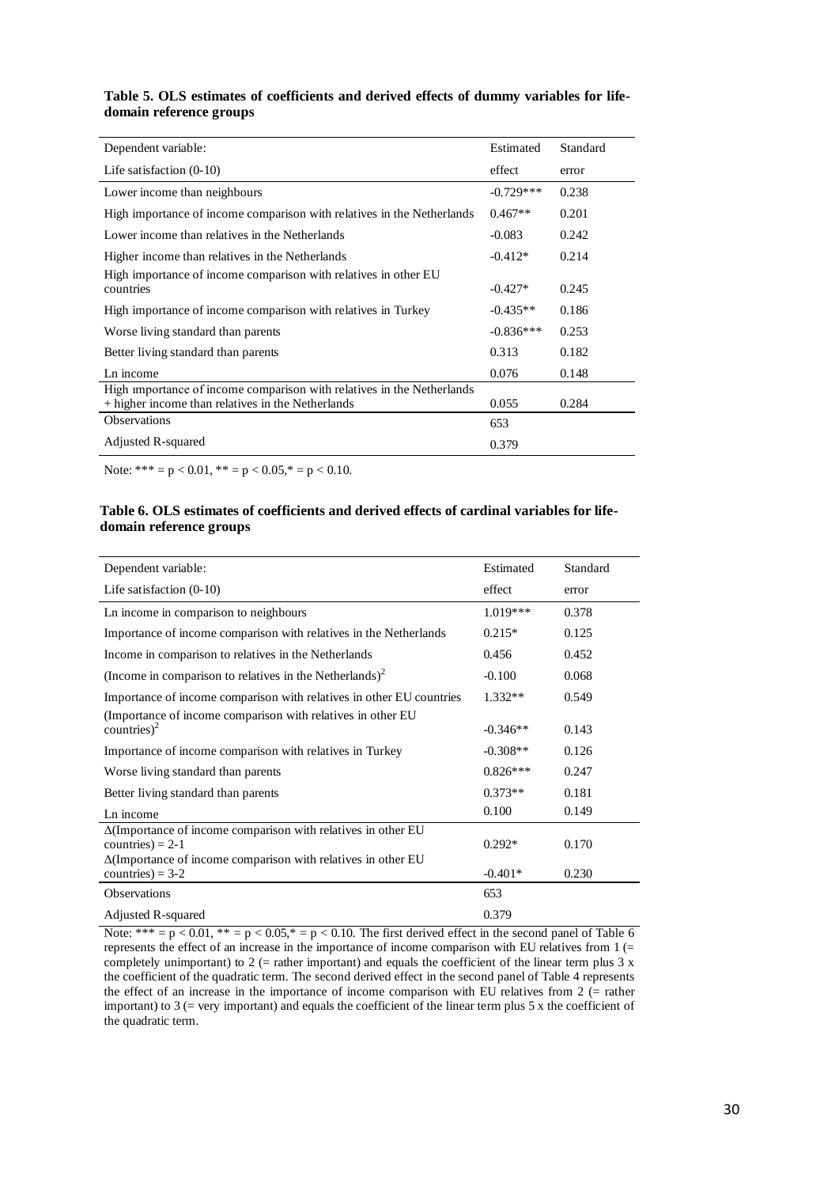**Table 5. OLS estimates of coefficients and derived effects of dummy variables for life-domain reference groups**

| Dependent variable: Life satisfaction (0-10) | Estimated effect | Standard error |
|---|---|---|
| Lower income than neighbours | -0.729*** | 0.238 |
| High importance of income comparison with relatives in the Netherlands | 0.467** | 0.201 |
| Lower income than relatives in the Netherlands | -0.083 | 0.242 |
| Higher income than relatives in the Netherlands | -0.412* | 0.214 |
| High importance of income comparison with relatives in other EU countries | -0.427* | 0.245 |
| High importance of income comparison with relatives in Turkey | -0.435** | 0.186 |
| Worse living standard than parents | -0.836*** | 0.253 |
| Better living standard than parents | 0.313 | 0.182 |
| Ln income | 0.076 | 0.148 |
| High importance of income comparison with relatives in the Netherlands + higher income than relatives in the Netherlands | 0.055 | 0.284 |
| Observations | 653 | |
| Adjusted R-squared | 0.379 | |

Note: *** = $p < 0.01$, ** = $p < 0.05$,* = $p < 0.10$.

**Table 6. OLS estimates of coefficients and derived effects of cardinal variables for life-domain reference groups**

| Dependent variable: Life satisfaction (0-10) | Estimated effect | Standard error |
|---|---|---|
| Ln income in comparison to neighbours | 1.019*** | 0.378 |
| Importance of income comparison with relatives in the Netherlands | 0.215* | 0.125 |
| Income in comparison to relatives in the Netherlands | 0.456 | 0.452 |
| (Income in comparison to relatives in the Netherlands)$^2$ | -0.100 | 0.068 |
| Importance of income comparison with relatives in other EU countries | 1.332** | 0.549 |
| (Importance of income comparison with relatives in other EU countries)$^2$ | -0.346** | 0.143 |
| Importance of income comparison with relatives in Turkey | -0.308** | 0.126 |
| Worse living standard than parents | 0.826*** | 0.247 |
| Better living standard than parents | 0.373** | 0.181 |
| Ln income | 0.100 | 0.149 |
| Δ(Importance of income comparison with relatives in other EU countries) = 2-1 | 0.292* | 0.170 |
| Δ(Importance of income comparison with relatives in other EU countries) = 3-2 | -0.401* | 0.230 |
| Observations | 653 | |
| Adjusted R-squared | 0.379 | |

Note: *** = $p < 0.01$, ** = $p < 0.05$,* = $p < 0.10$. The first derived effect in the second panel of Table 6 represents the effect of an increase in the importance of income comparison with EU relatives from 1 (= completely unimportant) to 2 (= rather important) and equals the coefficient of the linear term plus 3 x the coefficient of the quadratic term. The second derived effect in the second panel of Table 4 represents the effect of an increase in the importance of income comparison with EU relatives from 2 (= rather important) to 3 (= very important) and equals the coefficient of the linear term plus 5 x the coefficient of the quadratic term.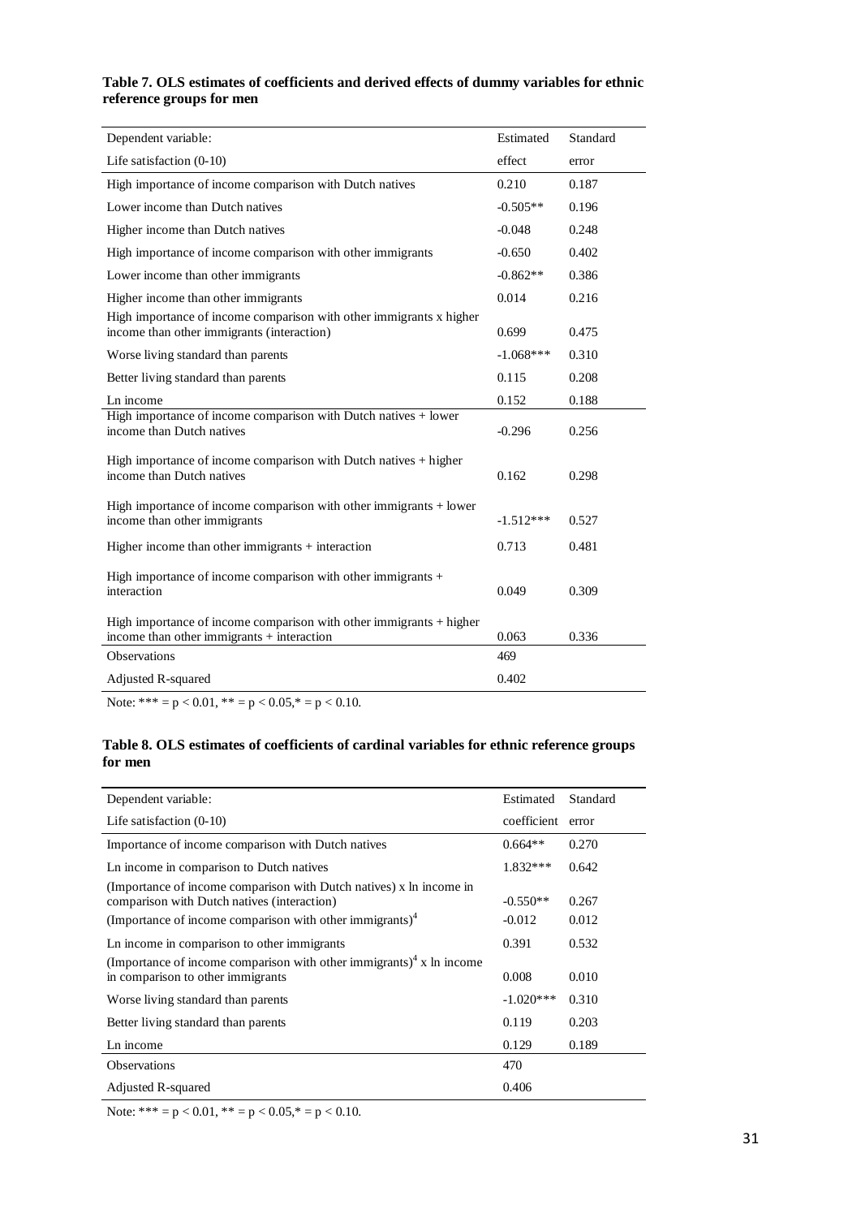**Table 7. OLS estimates of coefficients and derived effects of dummy variables for ethnic reference groups for men**

| Dependent variable: Life satisfaction (0-10) | Estimated effect | Standard error |
|---|---|---|
| High importance of income comparison with Dutch natives | 0.210 | 0.187 |
| Lower income than Dutch natives | -0.505** | 0.196 |
| Higher income than Dutch natives | -0.048 | 0.248 |
| High importance of income comparison with other immigrants | -0.650 | 0.402 |
| Lower income than other immigrants | -0.862** | 0.386 |
| Higher income than other immigrants | 0.014 | 0.216 |
| High importance of income comparison with other immigrants x higher income than other immigrants (interaction) | 0.699 | 0.475 |
| Worse living standard than parents | -1.068*** | 0.310 |
| Better living standard than parents | 0.115 | 0.208 |
| Ln income | 0.152 | 0.188 |
| High importance of income comparison with Dutch natives + lower income than Dutch natives | -0.296 | 0.256 |
| High importance of income comparison with Dutch natives + higher income than Dutch natives | 0.162 | 0.298 |
| High importance of income comparison with other immigrants + lower income than other immigrants | -1.512*** | 0.527 |
| Higher income than other immigrants + interaction | 0.713 | 0.481 |
| High importance of income comparison with other immigrants + interaction | 0.049 | 0.309 |
| High importance of income comparison with other immigrants + higher income than other immigrants + interaction | 0.063 | 0.336 |
| Observations | 469 | |
| Adjusted R-squared | 0.402 | |

Note: *** = $p < 0.01$, ** = $p < 0.05$,* = $p < 0.10$.

**Table 8. OLS estimates of coefficients of cardinal variables for ethnic reference groups for men**

| Dependent variable: Life satisfaction (0-10) | Estimated coefficient | Standard error |
|---|---|---|
| Importance of income comparison with Dutch natives | 0.664** | 0.270 |
| Ln income in comparison to Dutch natives | 1.832*** | 0.642 |
| (Importance of income comparison with Dutch natives) x ln income in comparison with Dutch natives (interaction) | -0.550** | 0.267 |
| (Importance of income comparison with other immigrants)$^4$ | -0.012 | 0.012 |
| Ln income in comparison to other immigrants | 0.391 | 0.532 |
| (Importance of income comparison with other immigrants)$^4$ x ln income in comparison to other immigrants | 0.008 | 0.010 |
| Worse living standard than parents | -1.020*** | 0.310 |
| Better living standard than parents | 0.119 | 0.203 |
| Ln income | 0.129 | 0.189 |
| Observations | 470 | |
| Adjusted R-squared | 0.406 | |

Note: *** = $p < 0.01$, ** = $p < 0.05$,* = $p < 0.10$.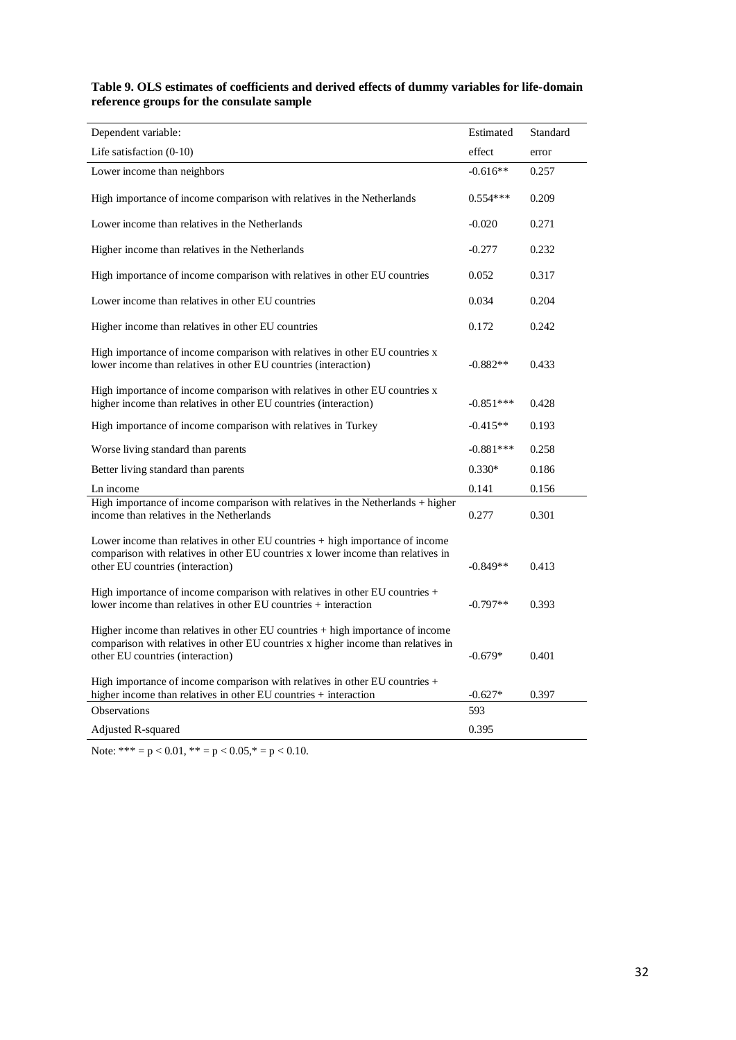**Table 9. OLS estimates of coefficients and derived effects of dummy variables for life-domain reference groups for the consulate sample**

| Dependent variable: Life satisfaction (0-10) | Estimated effect | Standard error |
|---|---|---|
| Lower income than neighbors | -0.616** | 0.257 |
| High importance of income comparison with relatives in the Netherlands | 0.554*** | 0.209 |
| Lower income than relatives in the Netherlands | -0.020 | 0.271 |
| Higher income than relatives in the Netherlands | -0.277 | 0.232 |
| High importance of income comparison with relatives in other EU countries | 0.052 | 0.317 |
| Lower income than relatives in other EU countries | 0.034 | 0.204 |
| Higher income than relatives in other EU countries | 0.172 | 0.242 |
| High importance of income comparison with relatives in other EU countries x lower income than relatives in other EU countries (interaction) | -0.882** | 0.433 |
| High importance of income comparison with relatives in other EU countries x higher income than relatives in other EU countries (interaction) | -0.851*** | 0.428 |
| High importance of income comparison with relatives in Turkey | -0.415** | 0.193 |
| Worse living standard than parents | -0.881*** | 0.258 |
| Better living standard than parents | 0.330* | 0.186 |
| Ln income | 0.141 | 0.156 |
| High importance of income comparison with relatives in the Netherlands + higher income than relatives in the Netherlands | 0.277 | 0.301 |
| Lower income than relatives in other EU countries + high importance of income comparison with relatives in other EU countries x lower income than relatives in other EU countries (interaction) | -0.849** | 0.413 |
| High importance of income comparison with relatives in other EU countries + lower income than relatives in other EU countries + interaction | -0.797** | 0.393 |
| Higher income than relatives in other EU countries + high importance of income comparison with relatives in other EU countries x higher income than relatives in other EU countries (interaction) | -0.679* | 0.401 |
| High importance of income comparison with relatives in other EU countries + higher income than relatives in other EU countries + interaction | -0.627* | 0.397 |
| Observations | 593 | |
| Adjusted R-squared | 0.395 | |

Note: *** = $p < 0.01$, ** = $p < 0.05$,* = $p < 0.10$.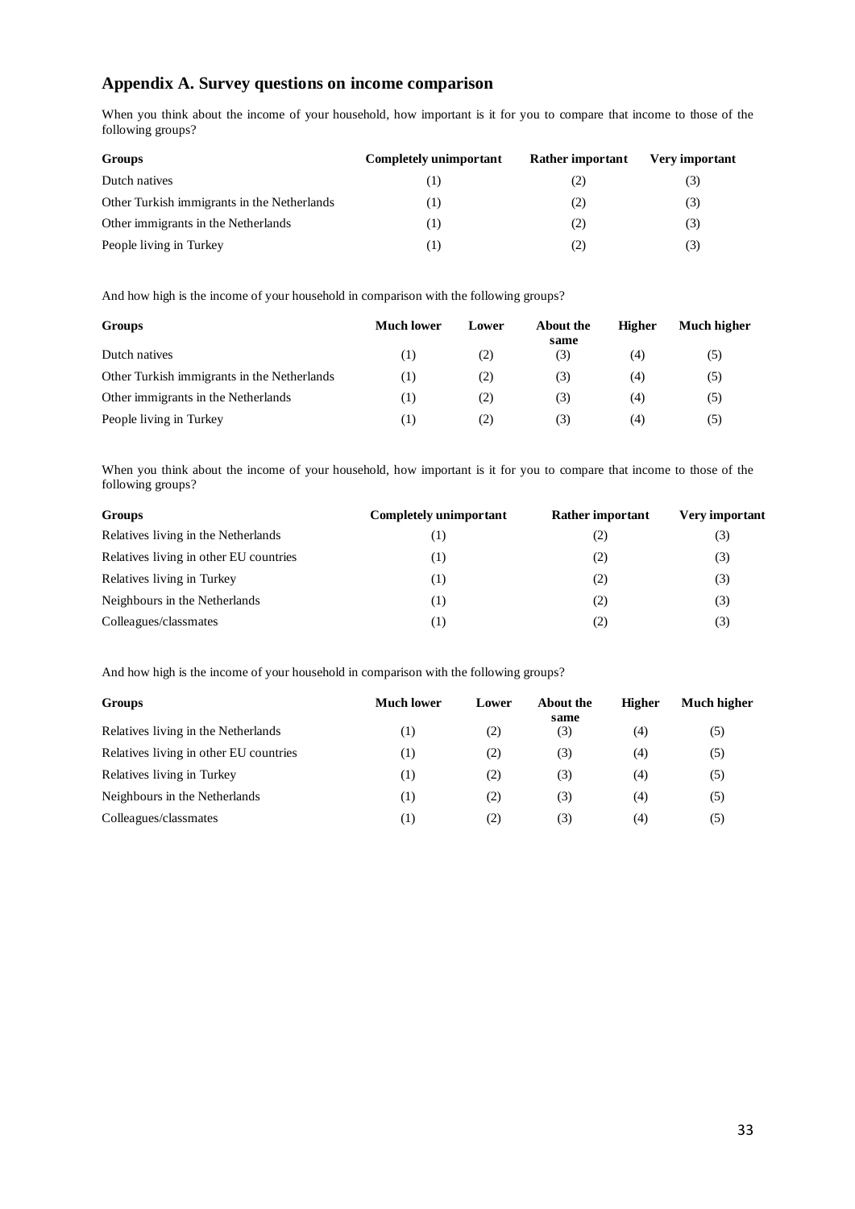## Appendix A. Survey questions on income comparison

When you think about the income of your household, how important is it for you to compare that income to those of the following groups?

| Groups | Completely unimportant | Rather important | Very important |
|---|---|---|---|
| Dutch natives | (1) | (2) | (3) |
| Other Turkish immigrants in the Netherlands | (1) | (2) | (3) |
| Other immigrants in the Netherlands | (1) | (2) | (3) |
| People living in Turkey | (1) | (2) | (3) |

And how high is the income of your household in comparison with the following groups?

| Groups | Much lower | Lower | About the same | Higher | Much higher |
|---|---|---|---|---|---|
| Dutch natives | (1) | (2) | (3) | (4) | (5) |
| Other Turkish immigrants in the Netherlands | (1) | (2) | (3) | (4) | (5) |
| Other immigrants in the Netherlands | (1) | (2) | (3) | (4) | (5) |
| People living in Turkey | (1) | (2) | (3) | (4) | (5) |

When you think about the income of your household, how important is it for you to compare that income to those of the following groups?

| Groups | Completely unimportant | Rather important | Very important |
|---|---|---|---|
| Relatives living in the Netherlands | (1) | (2) | (3) |
| Relatives living in other EU countries | (1) | (2) | (3) |
| Relatives living in Turkey | (1) | (2) | (3) |
| Neighbours in the Netherlands | (1) | (2) | (3) |
| Colleagues/classmates | (1) | (2) | (3) |

And how high is the income of your household in comparison with the following groups?

| Groups | Much lower | Lower | About the same | Higher | Much higher |
|---|---|---|---|---|---|
| Relatives living in the Netherlands | (1) | (2) | (3) | (4) | (5) |
| Relatives living in other EU countries | (1) | (2) | (3) | (4) | (5) |
| Relatives living in Turkey | (1) | (2) | (3) | (4) | (5) |
| Neighbours in the Netherlands | (1) | (2) | (3) | (4) | (5) |
| Colleagues/classmates | (1) | (2) | (3) | (4) | (5) |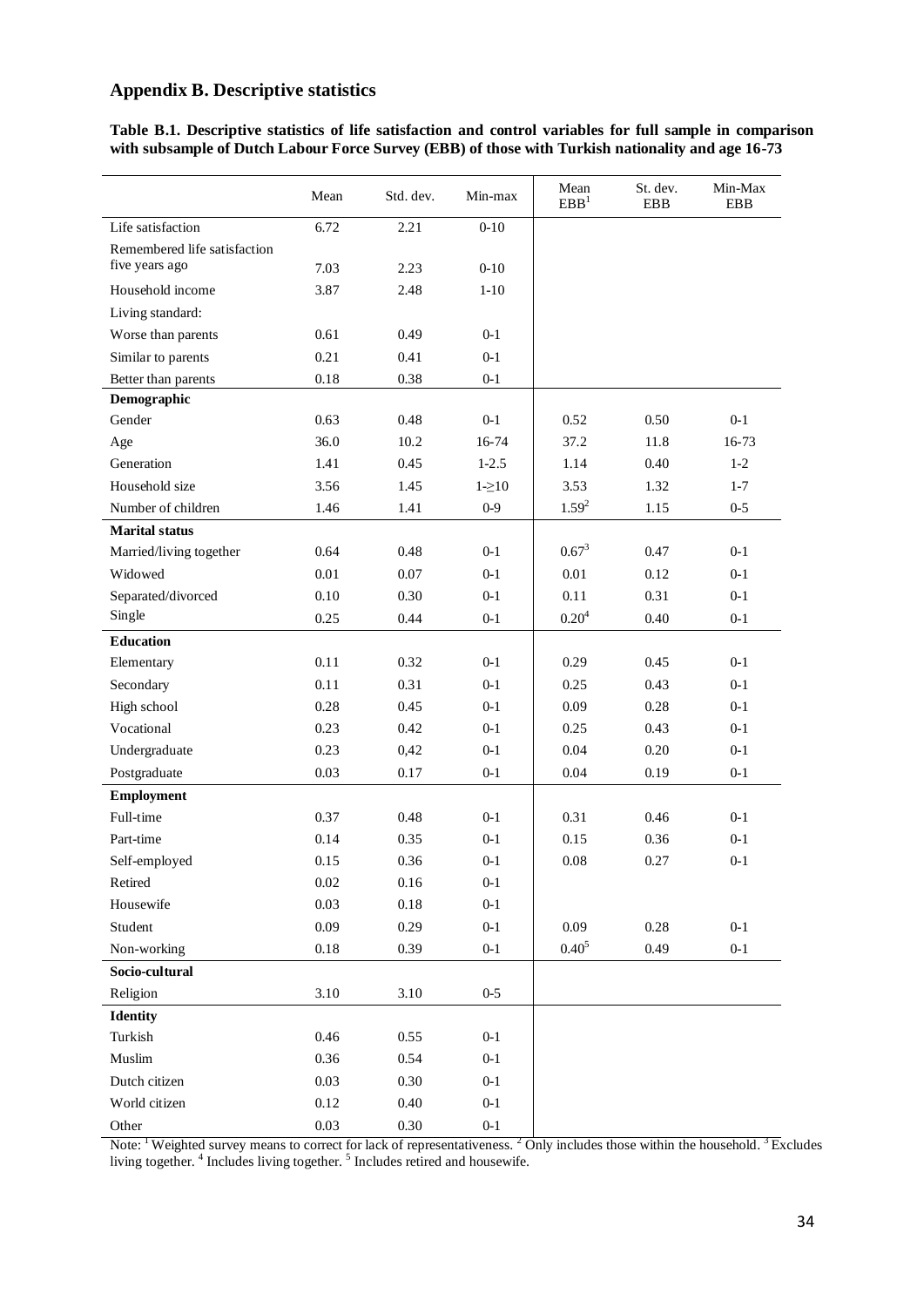## Appendix B. Descriptive statistics

**Table B.1. Descriptive statistics of life satisfaction and control variables for full sample in comparison with subsample of Dutch Labour Force Survey (EBB) of those with Turkish nationality and age 16-73**

| | Mean | Std. dev. | Min-max | Mean EBB[1] | St. dev. EBB | Min-Max EBB |
|---|---|---|---|---|---|---|
| Life satisfaction | 6.72 | 2.21 | 0-10 | | | |
| Remembered life satisfaction five years ago | 7.03 | 2.23 | 0-10 | | | |
| Household income | 3.87 | 2.48 | 1-10 | | | |
| Living standard: | | | | | | |
| Worse than parents | 0.61 | 0.49 | 0-1 | | | |
| Similar to parents | 0.21 | 0.41 | 0-1 | | | |
| Better than parents | 0.18 | 0.38 | 0-1 | | | |
| **Demographic** | | | | | | |
| Gender | 0.63 | 0.48 | 0-1 | 0.52 | 0.50 | 0-1 |
| Age | 36.0 | 10.2 | 16-74 | 37.2 | 11.8 | 16-73 |
| Generation | 1.41 | 0.45 | 1-2.5 | 1.14 | 0.40 | 1-2 |
| Household size | 3.56 | 1.45 | 1-≥10 | 3.53 | 1.32 | 1-7 |
| Number of children | 1.46 | 1.41 | 0-9 | 1.59[2] | 1.15 | 0-5 |
| **Marital status** | | | | | | |
| Married/living together | 0.64 | 0.48 | 0-1 | 0.67[3] | 0.47 | 0-1 |
| Widowed | 0.01 | 0.07 | 0-1 | 0.01 | 0.12 | 0-1 |
| Separated/divorced | 0.10 | 0.30 | 0-1 | 0.11 | 0.31 | 0-1 |
| Single | 0.25 | 0.44 | 0-1 | 0.20[4] | 0.40 | 0-1 |
| **Education** | | | | | | |
| Elementary | 0.11 | 0.32 | 0-1 | 0.29 | 0.45 | 0-1 |
| Secondary | 0.11 | 0.31 | 0-1 | 0.25 | 0.43 | 0-1 |
| High school | 0.28 | 0.45 | 0-1 | 0.09 | 0.28 | 0-1 |
| Vocational | 0.23 | 0.42 | 0-1 | 0.25 | 0.43 | 0-1 |
| Undergraduate | 0.23 | 0,42 | 0-1 | 0.04 | 0.20 | 0-1 |
| Postgraduate | 0.03 | 0.17 | 0-1 | 0.04 | 0.19 | 0-1 |
| **Employment** | | | | | | |
| Full-time | 0.37 | 0.48 | 0-1 | 0.31 | 0.46 | 0-1 |
| Part-time | 0.14 | 0.35 | 0-1 | 0.15 | 0.36 | 0-1 |
| Self-employed | 0.15 | 0.36 | 0-1 | 0.08 | 0.27 | 0-1 |
| Retired | 0.02 | 0.16 | 0-1 | | | |
| Housewife | 0.03 | 0.18 | 0-1 | | | |
| Student | 0.09 | 0.29 | 0-1 | 0.09 | 0.28 | 0-1 |
| Non-working | 0.18 | 0.39 | 0-1 | 0.40[5] | 0.49 | 0-1 |
| **Socio-cultural** | | | | | | |
| Religion | 3.10 | 3.10 | 0-5 | | | |
| **Identity** | | | | | | |
| Turkish | 0.46 | 0.55 | 0-1 | | | |
| Muslim | 0.36 | 0.54 | 0-1 | | | |
| Dutch citizen | 0.03 | 0.30 | 0-1 | | | |
| World citizen | 0.12 | 0.40 | 0-1 | | | |
| Other | 0.03 | 0.30 | 0-1 | | | |

Note: [1] Weighted survey means to correct for lack of representativeness. [2] Only includes those within the household. [3] Excludes living together. [4] Includes living together. [5] Includes retired and housewife.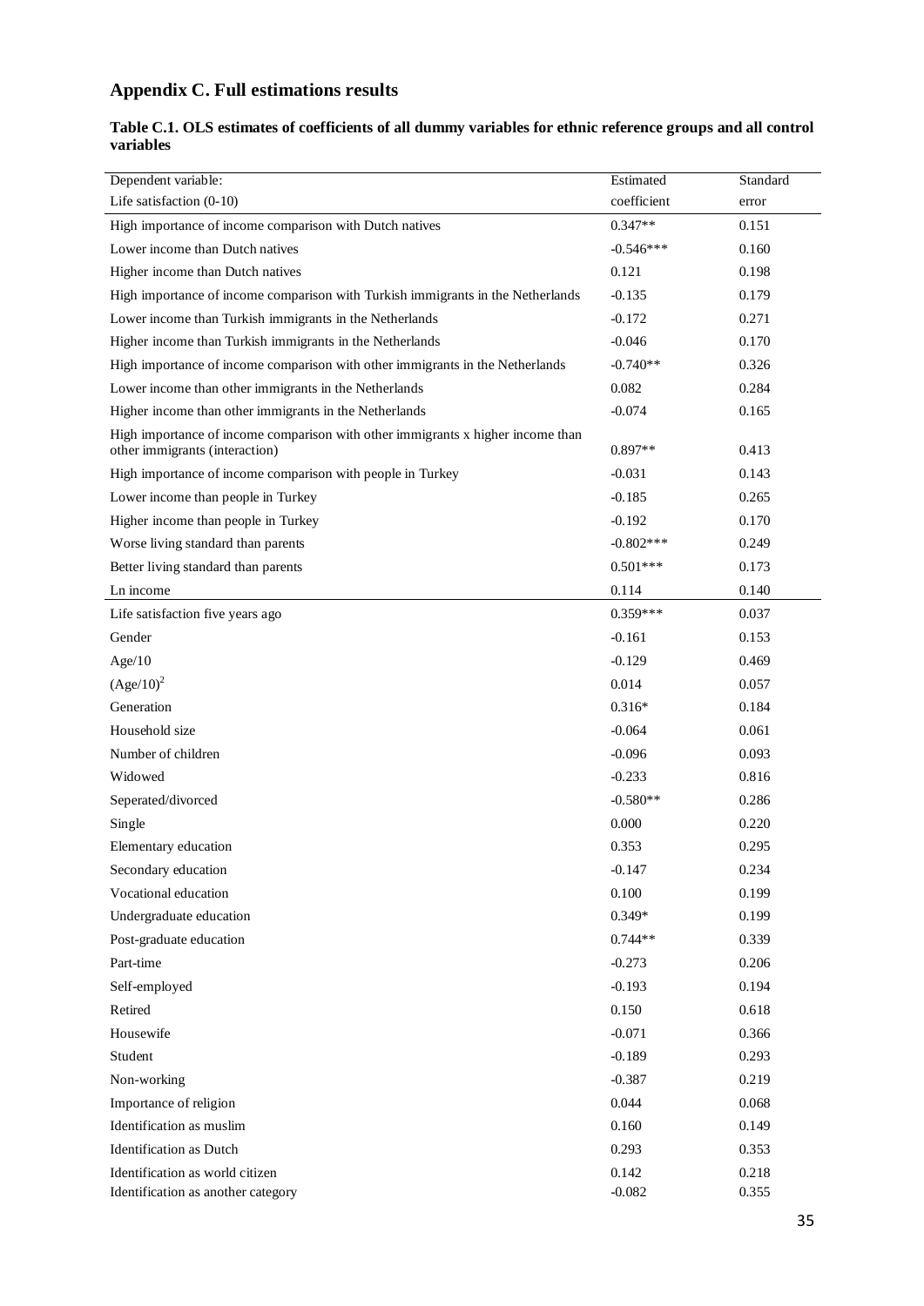## Appendix C. Full estimations results

**Table C.1. OLS estimates of coefficients of all dummy variables for ethnic reference groups and all control variables**

| Dependent variable: Life satisfaction (0-10) | Estimated coefficient | Standard error |
|---|---|---|
| High importance of income comparison with Dutch natives | 0.347** | 0.151 |
| Lower income than Dutch natives | -0.546*** | 0.160 |
| Higher income than Dutch natives | 0.121 | 0.198 |
| High importance of income comparison with Turkish immigrants in the Netherlands | -0.135 | 0.179 |
| Lower income than Turkish immigrants in the Netherlands | -0.172 | 0.271 |
| Higher income than Turkish immigrants in the Netherlands | -0.046 | 0.170 |
| High importance of income comparison with other immigrants in the Netherlands | -0.740** | 0.326 |
| Lower income than other immigrants in the Netherlands | 0.082 | 0.284 |
| Higher income than other immigrants in the Netherlands | -0.074 | 0.165 |
| High importance of income comparison with other immigrants x higher income than other immigrants (interaction) | 0.897** | 0.413 |
| High importance of income comparison with people in Turkey | -0.031 | 0.143 |
| Lower income than people in Turkey | -0.185 | 0.265 |
| Higher income than people in Turkey | -0.192 | 0.170 |
| Worse living standard than parents | -0.802*** | 0.249 |
| Better living standard than parents | 0.501*** | 0.173 |
| Ln income | 0.114 | 0.140 |
| Life satisfaction five years ago | 0.359*** | 0.037 |
| Gender | -0.161 | 0.153 |
| Age/10 | -0.129 | 0.469 |
| $(Age/10)^2$ | 0.014 | 0.057 |
| Generation | 0.316* | 0.184 |
| Household size | -0.064 | 0.061 |
| Number of children | -0.096 | 0.093 |
| Widowed | -0.233 | 0.816 |
| Seperated/divorced | -0.580** | 0.286 |
| Single | 0.000 | 0.220 |
| Elementary education | 0.353 | 0.295 |
| Secondary education | -0.147 | 0.234 |
| Vocational education | 0.100 | 0.199 |
| Undergraduate education | 0.349* | 0.199 |
| Post-graduate education | 0.744** | 0.339 |
| Part-time | -0.273 | 0.206 |
| Self-employed | -0.193 | 0.194 |
| Retired | 0.150 | 0.618 |
| Housewife | -0.071 | 0.366 |
| Student | -0.189 | 0.293 |
| Non-working | -0.387 | 0.219 |
| Importance of religion | 0.044 | 0.068 |
| Identification as muslim | 0.160 | 0.149 |
| Identification as Dutch | 0.293 | 0.353 |
| Identification as world citizen | 0.142 | 0.218 |
| Identification as another category | -0.082 | 0.355 |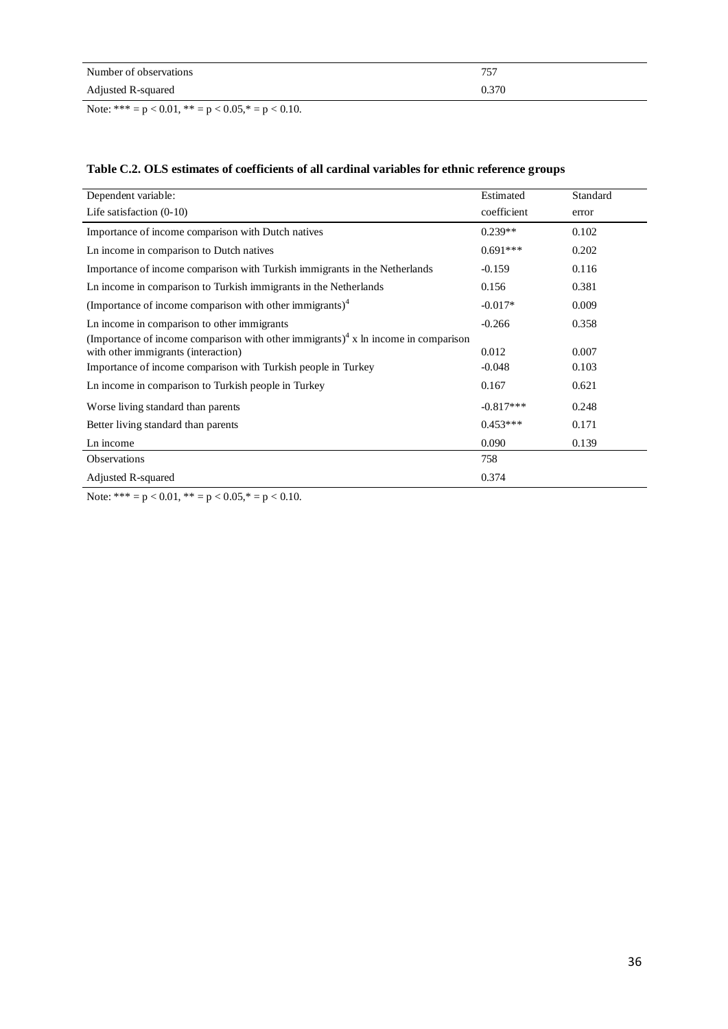| | |
|---|---|
| Number of observations | 757 |
| Adjusted R-squared | 0.370 |

Note: *** = $p < 0.01$, ** = $p < 0.05$,* = $p < 0.10$.

**Table C.2. OLS estimates of coefficients of all cardinal variables for ethnic reference groups**

| Dependent variable: Life satisfaction (0-10) | Estimated coefficient | Standard error |
|---|---|---|
| Importance of income comparison with Dutch natives | 0.239** | 0.102 |
| Ln income in comparison to Dutch natives | 0.691*** | 0.202 |
| Importance of income comparison with Turkish immigrants in the Netherlands | -0.159 | 0.116 |
| Ln income in comparison to Turkish immigrants in the Netherlands | 0.156 | 0.381 |
| (Importance of income comparison with other immigrants)$^4$ | -0.017* | 0.009 |
| Ln income in comparison to other immigrants | -0.266 | 0.358 |
| (Importance of income comparison with other immigrants)$^4$ x ln income in comparison with other immigrants (interaction) | 0.012 | 0.007 |
| Importance of income comparison with Turkish people in Turkey | -0.048 | 0.103 |
| Ln income in comparison to Turkish people in Turkey | 0.167 | 0.621 |
| Worse living standard than parents | -0.817*** | 0.248 |
| Better living standard than parents | 0.453*** | 0.171 |
| Ln income | 0.090 | 0.139 |
| Observations | 758 | |
| Adjusted R-squared | 0.374 | |

Note: *** = $p < 0.01$, ** = $p < 0.05$,* = $p < 0.10$.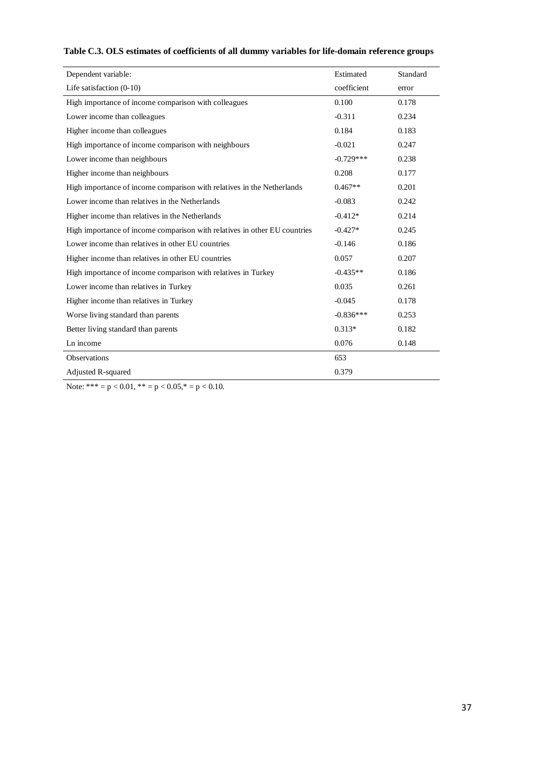**Table C.3. OLS estimates of coefficients of all dummy variables for life-domain reference groups**

| Dependent variable: Life satisfaction (0-10) | Estimated coefficient | Standard error |
|---|---|---|
| High importance of income comparison with colleagues | 0.100 | 0.178 |
| Lower income than colleagues | -0.311 | 0.234 |
| Higher income than colleagues | 0.184 | 0.183 |
| High importance of income comparison with neighbours | -0.021 | 0.247 |
| Lower income than neighbours | -0.729*** | 0.238 |
| Higher income than neighbours | 0.208 | 0.177 |
| High importance of income comparison with relatives in the Netherlands | 0.467** | 0.201 |
| Lower income than relatives in the Netherlands | -0.083 | 0.242 |
| Higher income than relatives in the Netherlands | -0.412* | 0.214 |
| High importance of income comparison with relatives in other EU countries | -0.427* | 0.245 |
| Lower income than relatives in other EU countries | -0.146 | 0.186 |
| Higher income than relatives in other EU countries | 0.057 | 0.207 |
| High importance of income comparison with relatives in Turkey | -0.435** | 0.186 |
| Lower income than relatives in Turkey | 0.035 | 0.261 |
| Higher income than relatives in Turkey | -0.045 | 0.178 |
| Worse living standard than parents | -0.836*** | 0.253 |
| Better living standard than parents | 0.313* | 0.182 |
| Ln income | 0.076 | 0.148 |
| Observations | 653 | |
| Adjusted R-squared | 0.379 | |

Note: *** = $p < 0.01$, ** = $p < 0.05$, * = $p < 0.10$.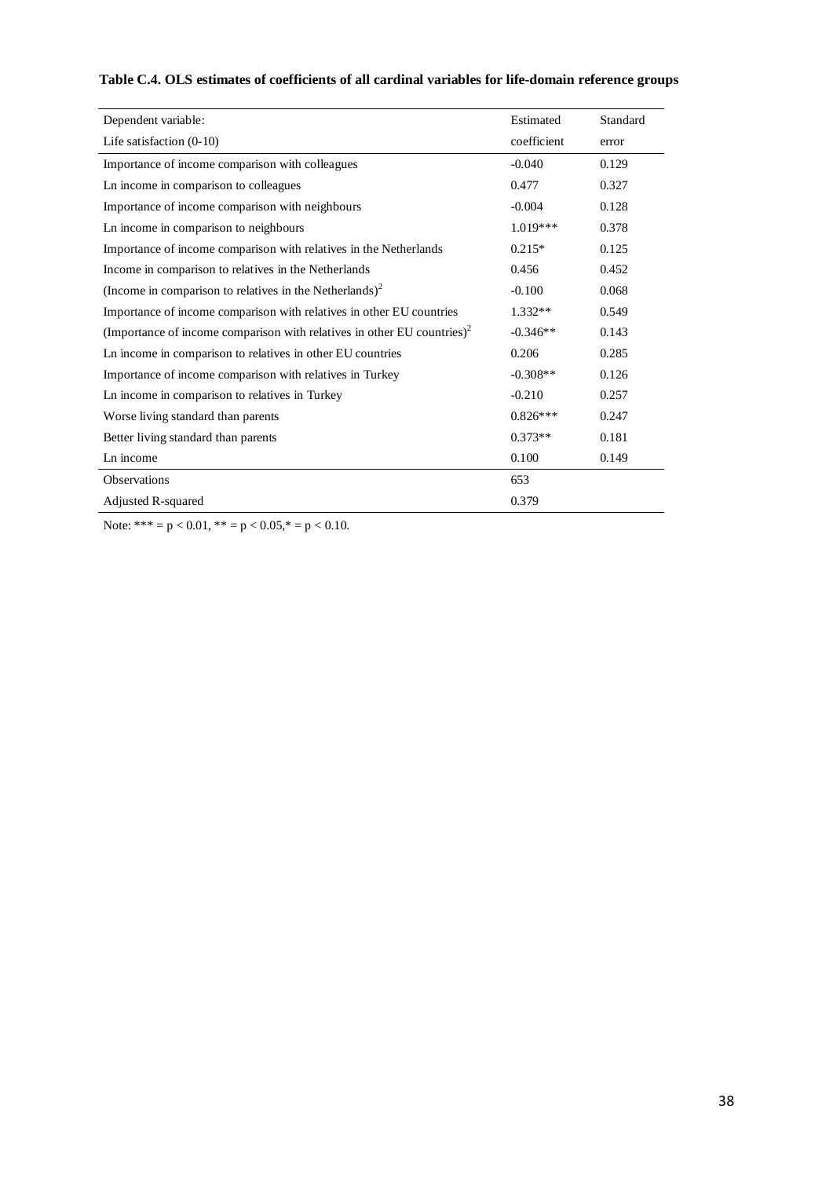**Table C.4. OLS estimates of coefficients of all cardinal variables for life-domain reference groups**

| Dependent variable: Life satisfaction (0-10) | Estimated coefficient | Standard error |
|---|---|---|
| Importance of income comparison with colleagues | -0.040 | 0.129 |
| Ln income in comparison to colleagues | 0.477 | 0.327 |
| Importance of income comparison with neighbours | -0.004 | 0.128 |
| Ln income in comparison to neighbours | 1.019*** | 0.378 |
| Importance of income comparison with relatives in the Netherlands | 0.215* | 0.125 |
| Income in comparison to relatives in the Netherlands | 0.456 | 0.452 |
| (Income in comparison to relatives in the Netherlands)$^2$ | -0.100 | 0.068 |
| Importance of income comparison with relatives in other EU countries | 1.332** | 0.549 |
| (Importance of income comparison with relatives in other EU countries)$^2$ | -0.346** | 0.143 |
| Ln income in comparison to relatives in other EU countries | 0.206 | 0.285 |
| Importance of income comparison with relatives in Turkey | -0.308** | 0.126 |
| Ln income in comparison to relatives in Turkey | -0.210 | 0.257 |
| Worse living standard than parents | 0.826*** | 0.247 |
| Better living standard than parents | 0.373** | 0.181 |
| Ln income | 0.100 | 0.149 |
| Observations | 653 | |
| Adjusted R-squared | 0.379 | |

Note: *** = $p < 0.01$, ** = $p < 0.05$, * = $p < 0.10$.